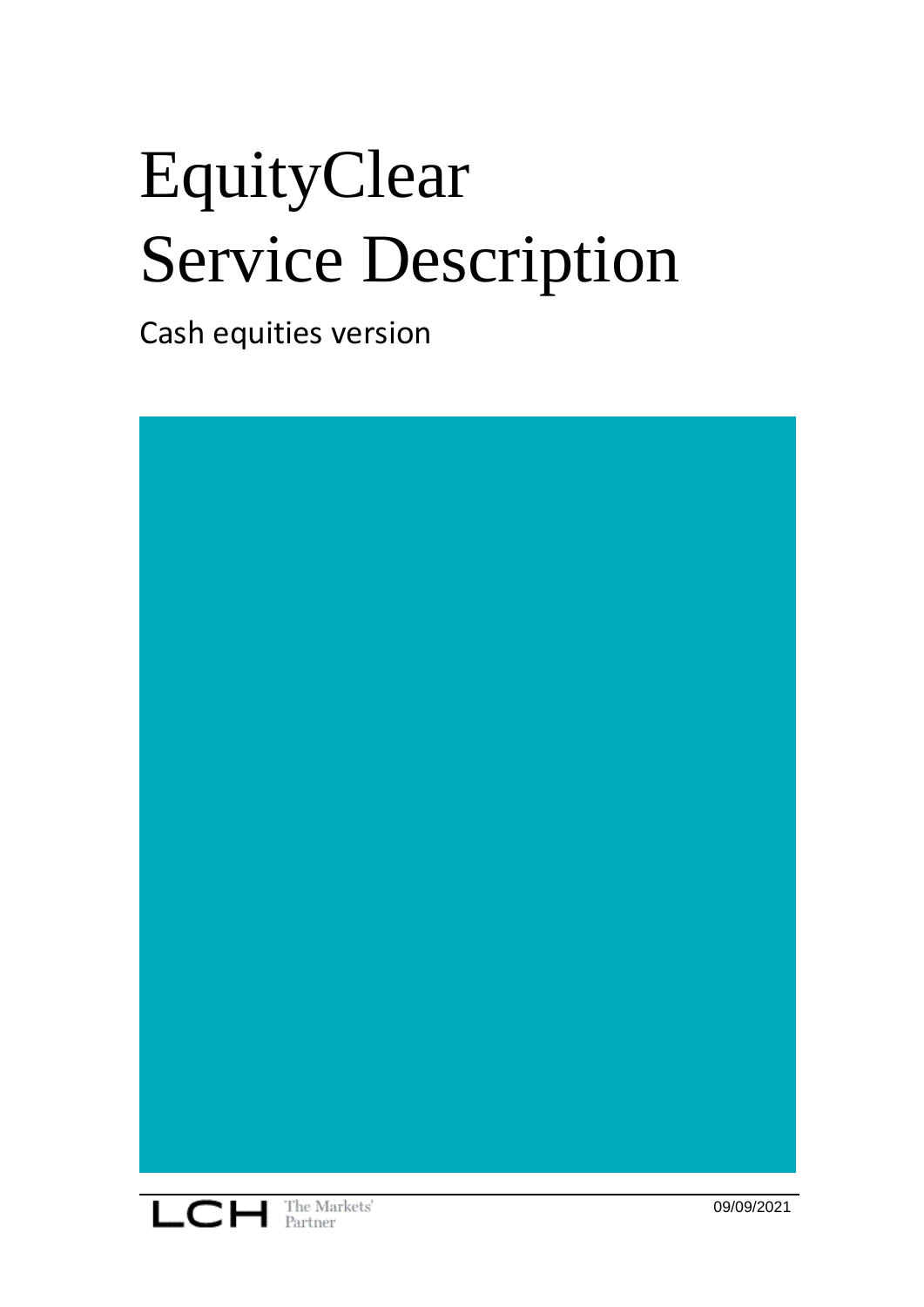# EquityClear Service Description

Cash equities version

LCH The Markets' Partner

09/09/2021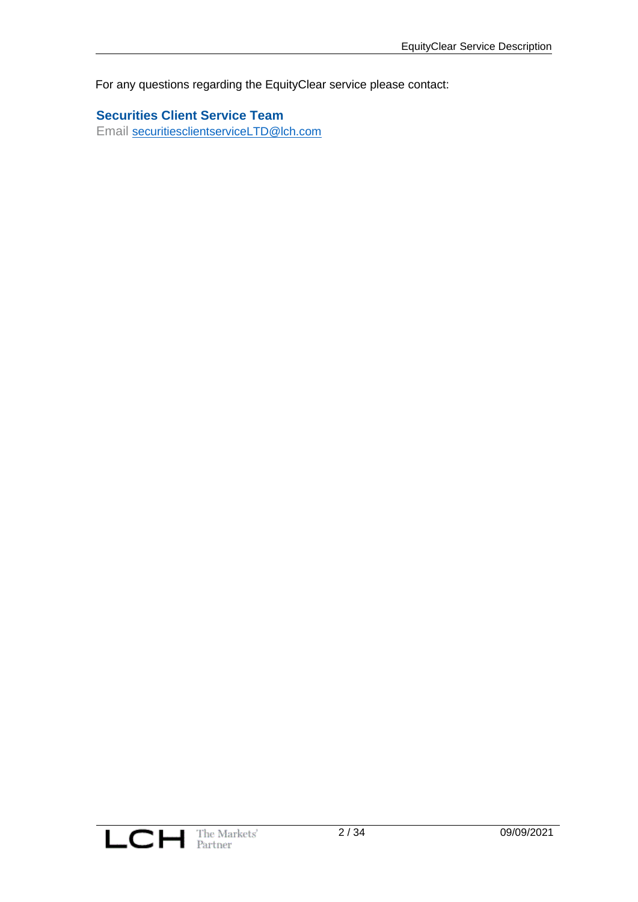For any questions regarding the EquityClear service please contact:

**Securities Client Service Team**

Email securitiesclientserviceLTD@lch.com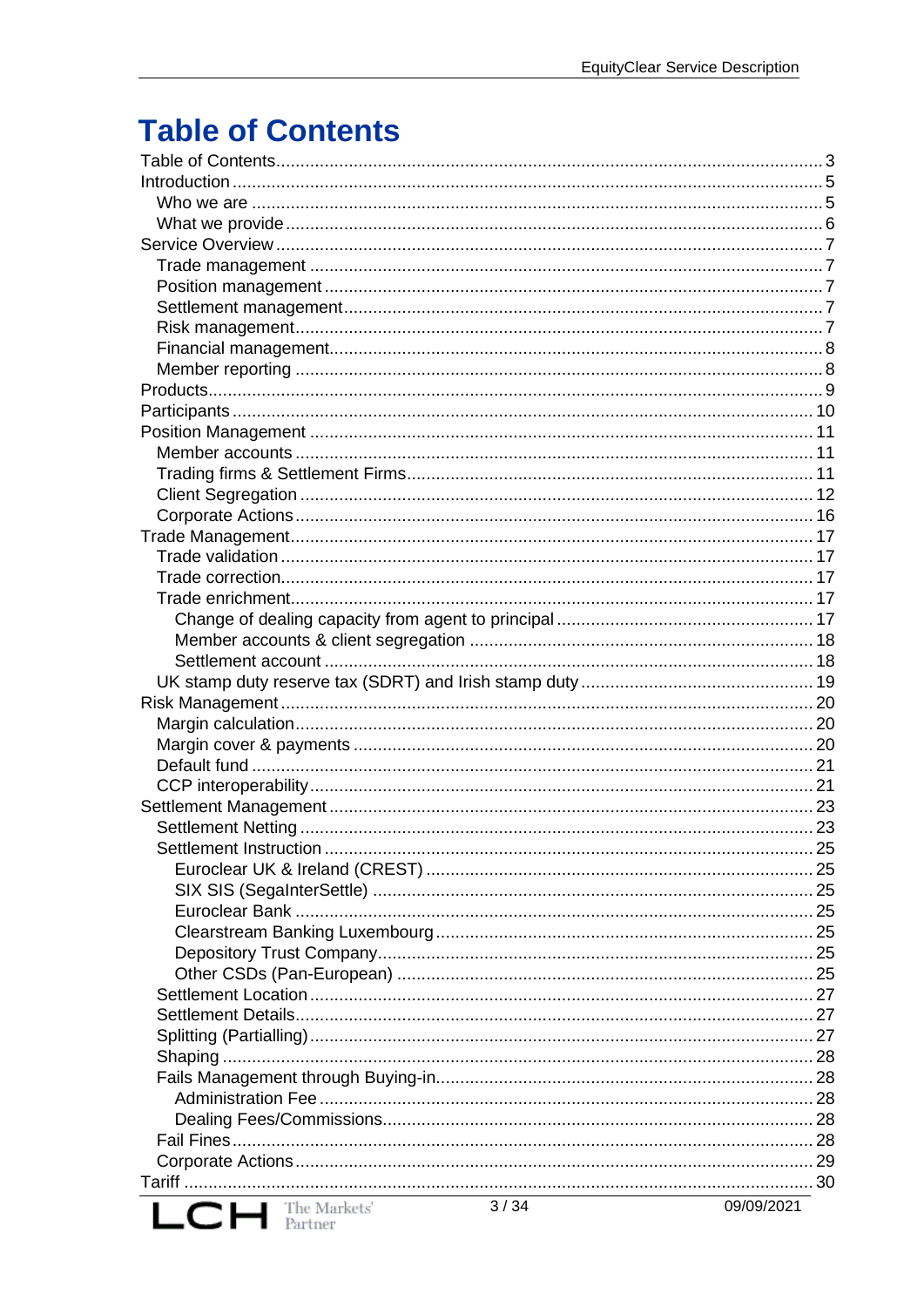# Table of Contents

- Table of Contents ... 3
- Introduction ... 5
  - Who we are ... 5
  - What we provide ... 6
- Service Overview ... 7
  - Trade management ... 7
  - Position management ... 7
  - Settlement management ... 7
  - Risk management ... 7
  - Financial management ... 8
  - Member reporting ... 8
- Products ... 9
- Participants ... 10
- Position Management ... 11
  - Member accounts ... 11
  - Trading firms & Settlement Firms ... 11
  - Client Segregation ... 12
  - Corporate Actions ... 16
- Trade Management ... 17
  - Trade validation ... 17
  - Trade correction ... 17
  - Trade enrichment ... 17
    - Change of dealing capacity from agent to principal ... 17
    - Member accounts & client segregation ... 18
    - Settlement account ... 18
  - UK stamp duty reserve tax (SDRT) and Irish stamp duty ... 19
- Risk Management ... 20
  - Margin calculation ... 20
  - Margin cover & payments ... 20
  - Default fund ... 21
  - CCP interoperability ... 21
- Settlement Management ... 23
  - Settlement Netting ... 23
  - Settlement Instruction ... 25
    - Euroclear UK & Ireland (CREST) ... 25
    - SIX SIS (SegaInterSettle) ... 25
    - Euroclear Bank ... 25
    - Clearstream Banking Luxembourg ... 25
    - Depository Trust Company ... 25
    - Other CSDs (Pan-European) ... 25
  - Settlement Location ... 27
  - Settlement Details ... 27
  - Splitting (Partialling) ... 27
  - Shaping ... 28
  - Fails Management through Buying-in ... 28
    - Administration Fee ... 28
    - Dealing Fees/Commissions ... 28
  - Fail Fines ... 28
  - Corporate Actions ... 29
- Tariff ... 30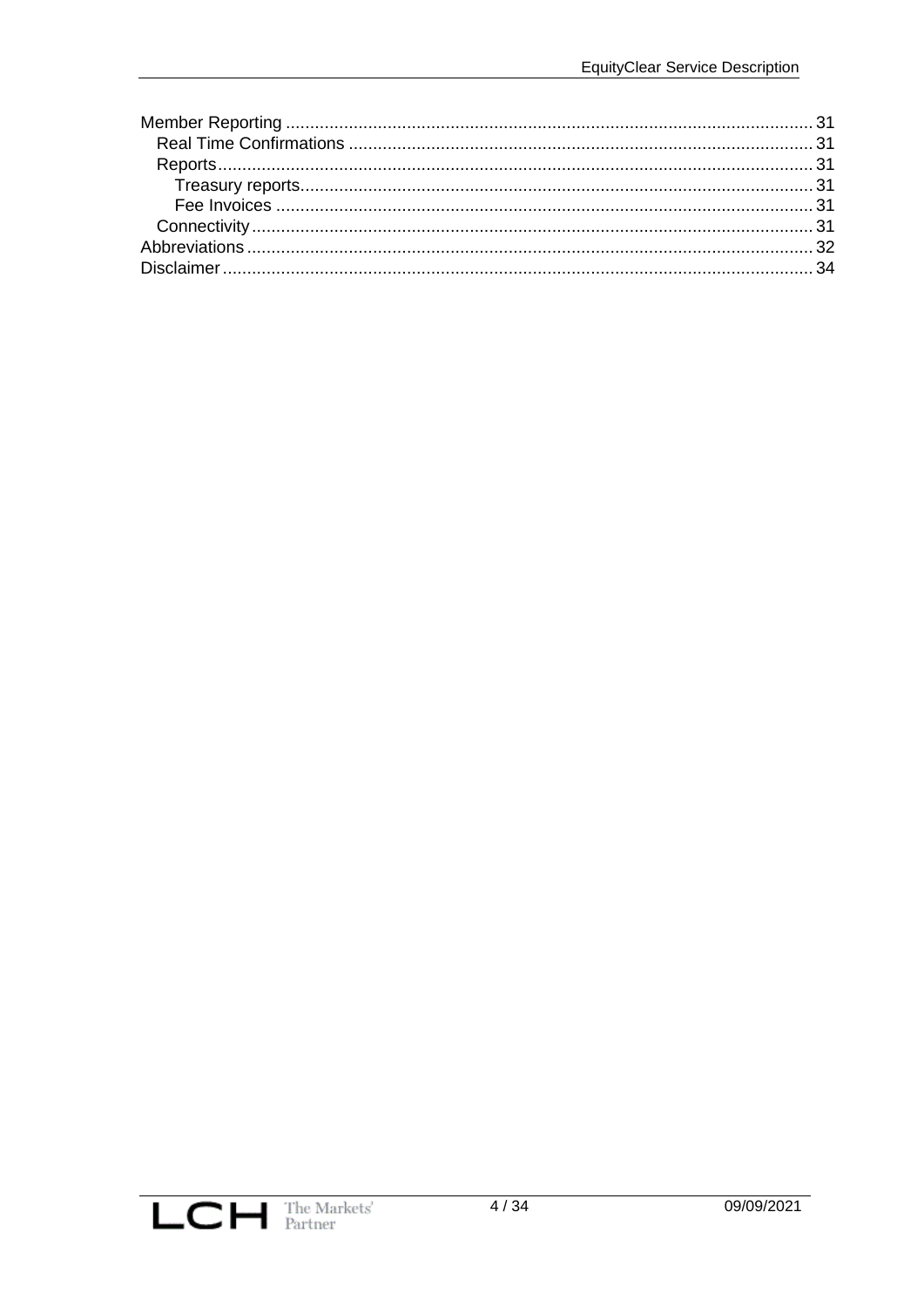- Member Reporting ..... 31
  - Real Time Confirmations ..... 31
  - Reports ..... 31
    - Treasury reports ..... 31
    - Fee Invoices ..... 31
  - Connectivity ..... 31
- Abbreviations ..... 32
- Disclaimer ..... 34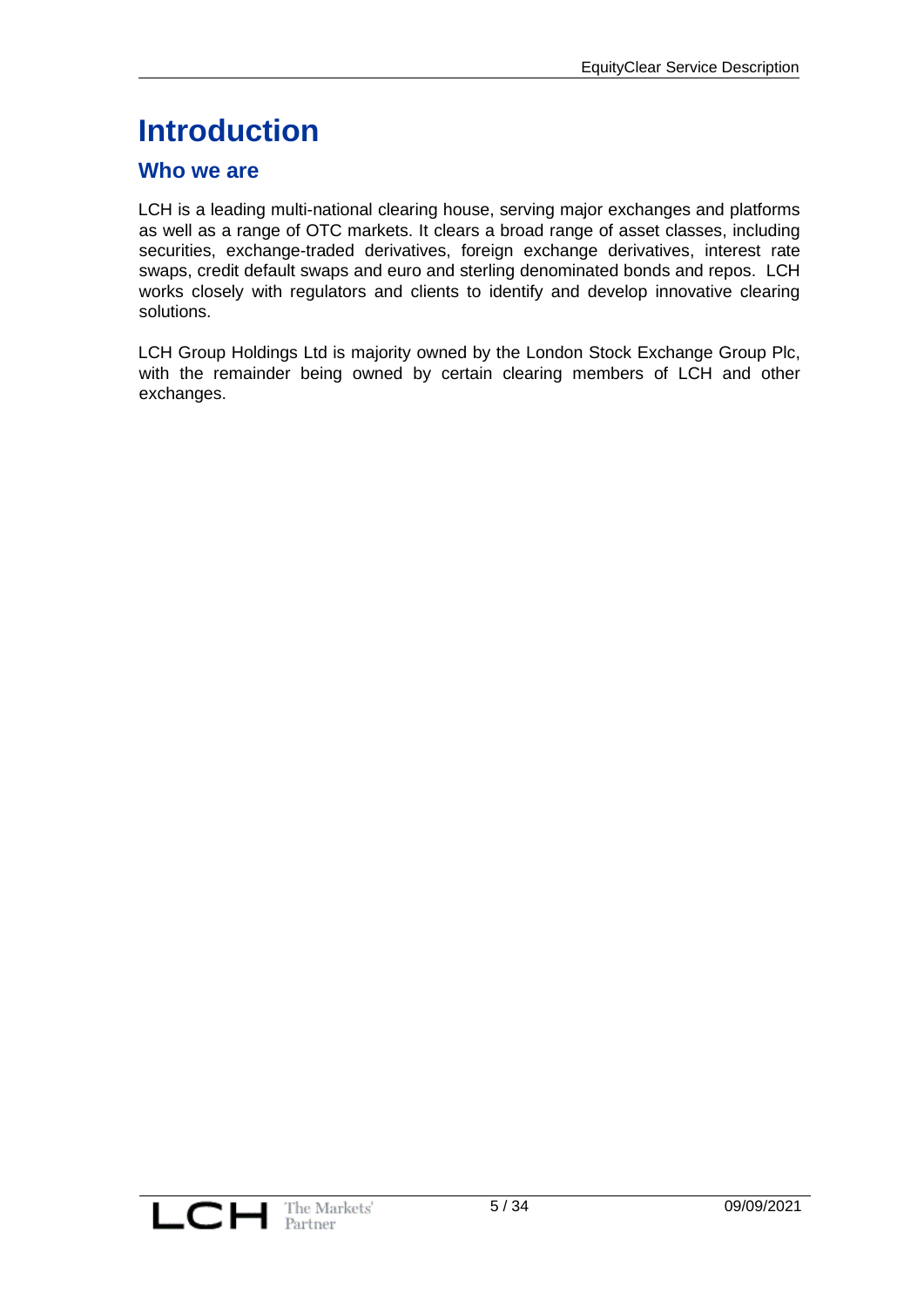# Introduction

## Who we are

LCH is a leading multi-national clearing house, serving major exchanges and platforms as well as a range of OTC markets. It clears a broad range of asset classes, including securities, exchange-traded derivatives, foreign exchange derivatives, interest rate swaps, credit default swaps and euro and sterling denominated bonds and repos. LCH works closely with regulators and clients to identify and develop innovative clearing solutions.

LCH Group Holdings Ltd is majority owned by the London Stock Exchange Group Plc, with the remainder being owned by certain clearing members of LCH and other exchanges.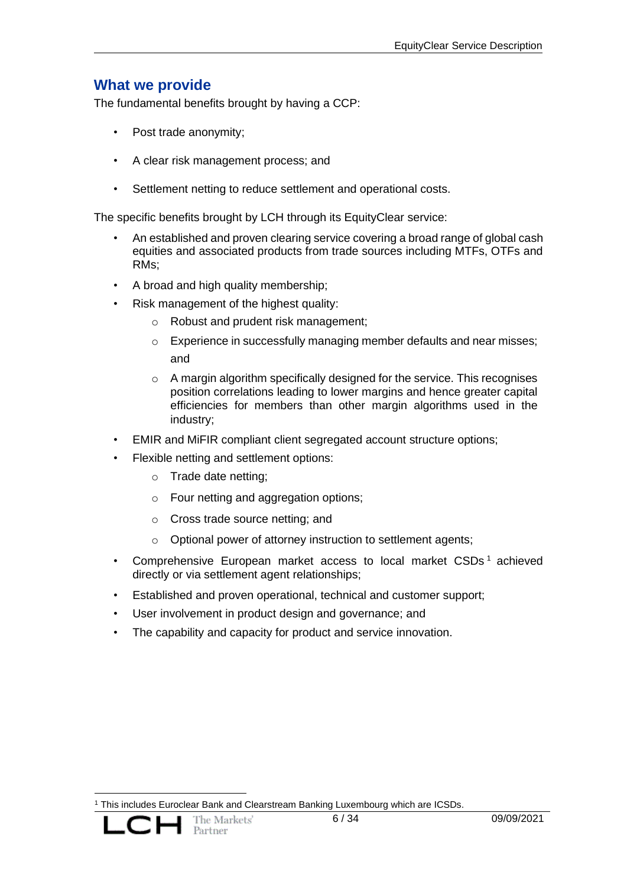## What we provide

The fundamental benefits brought by having a CCP:

- Post trade anonymity;
- A clear risk management process; and
- Settlement netting to reduce settlement and operational costs.

The specific benefits brought by LCH through its EquityClear service:

- An established and proven clearing service covering a broad range of global cash equities and associated products from trade sources including MTFs, OTFs and RMs;
- A broad and high quality membership;
- Risk management of the highest quality:
  - Robust and prudent risk management;
  - Experience in successfully managing member defaults and near misses; and
  - A margin algorithm specifically designed for the service. This recognises position correlations leading to lower margins and hence greater capital efficiencies for members than other margin algorithms used in the industry;
- EMIR and MiFIR compliant client segregated account structure options;
- Flexible netting and settlement options:
  - Trade date netting;
  - Four netting and aggregation options;
  - Cross trade source netting; and
  - Optional power of attorney instruction to settlement agents;
- Comprehensive European market access to local market CSDs[1] achieved directly or via settlement agent relationships;
- Established and proven operational, technical and customer support;
- User involvement in product design and governance; and
- The capability and capacity for product and service innovation.

[1] This includes Euroclear Bank and Clearstream Banking Luxembourg which are ICSDs.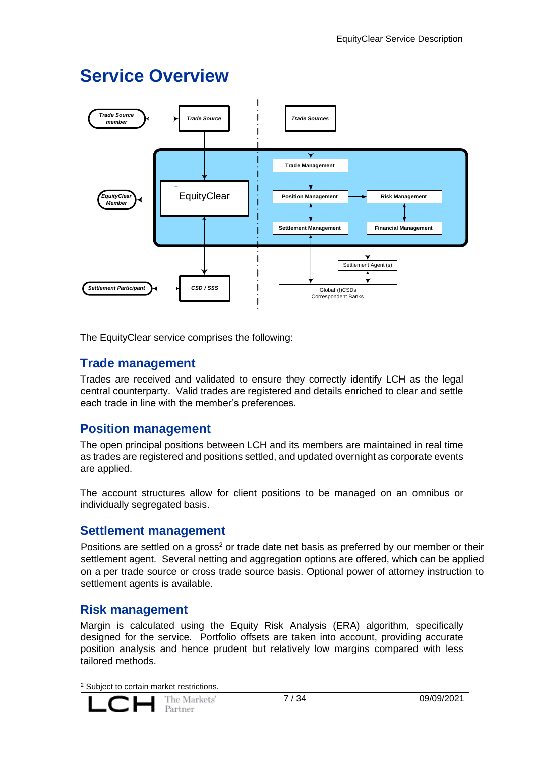# Service Overview

The EquityClear service comprises the following:

## Trade management

Trades are received and validated to ensure they correctly identify LCH as the legal central counterparty. Valid trades are registered and details enriched to clear and settle each trade in line with the member's preferences.

## Position management

The open principal positions between LCH and its members are maintained in real time as trades are registered and positions settled, and updated overnight as corporate events are applied.

The account structures allow for client positions to be managed on an omnibus or individually segregated basis.

## Settlement management

Positions are settled on a gross[2] or trade date net basis as preferred by our member or their settlement agent. Several netting and aggregation options are offered, which can be applied on a per trade source or cross trade source basis. Optional power of attorney instruction to settlement agents is available.

## Risk management

Margin is calculated using the Equity Risk Analysis (ERA) algorithm, specifically designed for the service. Portfolio offsets are taken into account, providing accurate position analysis and hence prudent but relatively low margins compared with less tailored methods.

---

[2] Subject to certain market restrictions.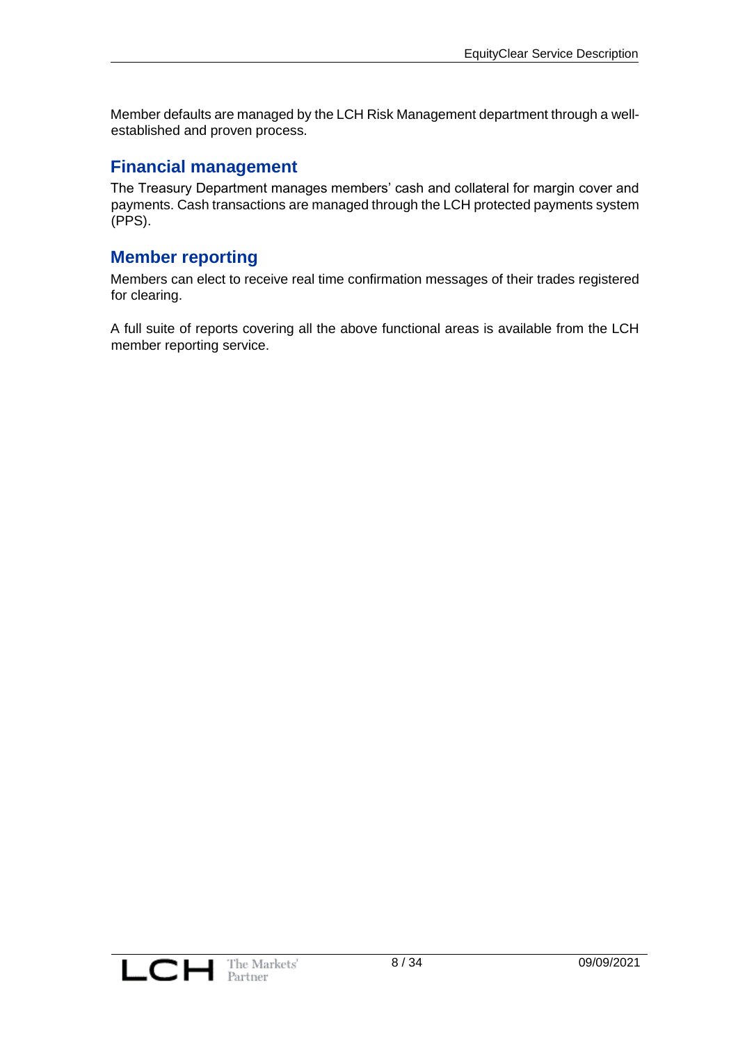Member defaults are managed by the LCH Risk Management department through a well-established and proven process.

## Financial management

The Treasury Department manages members' cash and collateral for margin cover and payments. Cash transactions are managed through the LCH protected payments system (PPS).

## Member reporting

Members can elect to receive real time confirmation messages of their trades registered for clearing.

A full suite of reports covering all the above functional areas is available from the LCH member reporting service.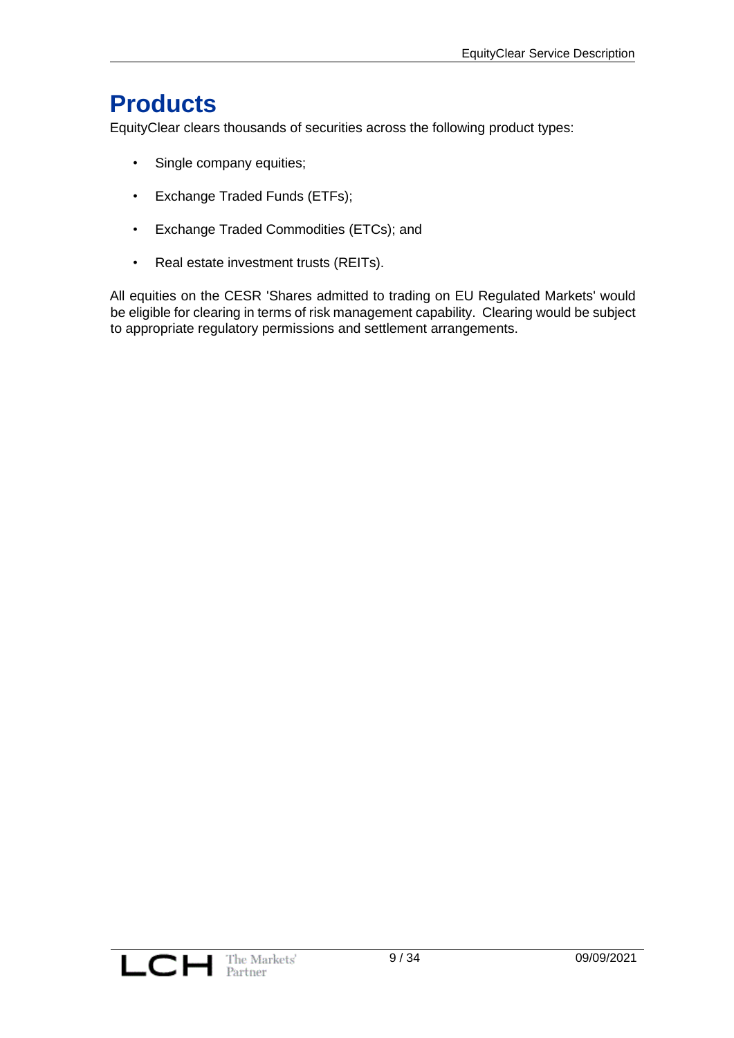# Products

EquityClear clears thousands of securities across the following product types:

- Single company equities;
- Exchange Traded Funds (ETFs);
- Exchange Traded Commodities (ETCs); and
- Real estate investment trusts (REITs).

All equities on the CESR 'Shares admitted to trading on EU Regulated Markets' would be eligible for clearing in terms of risk management capability. Clearing would be subject to appropriate regulatory permissions and settlement arrangements.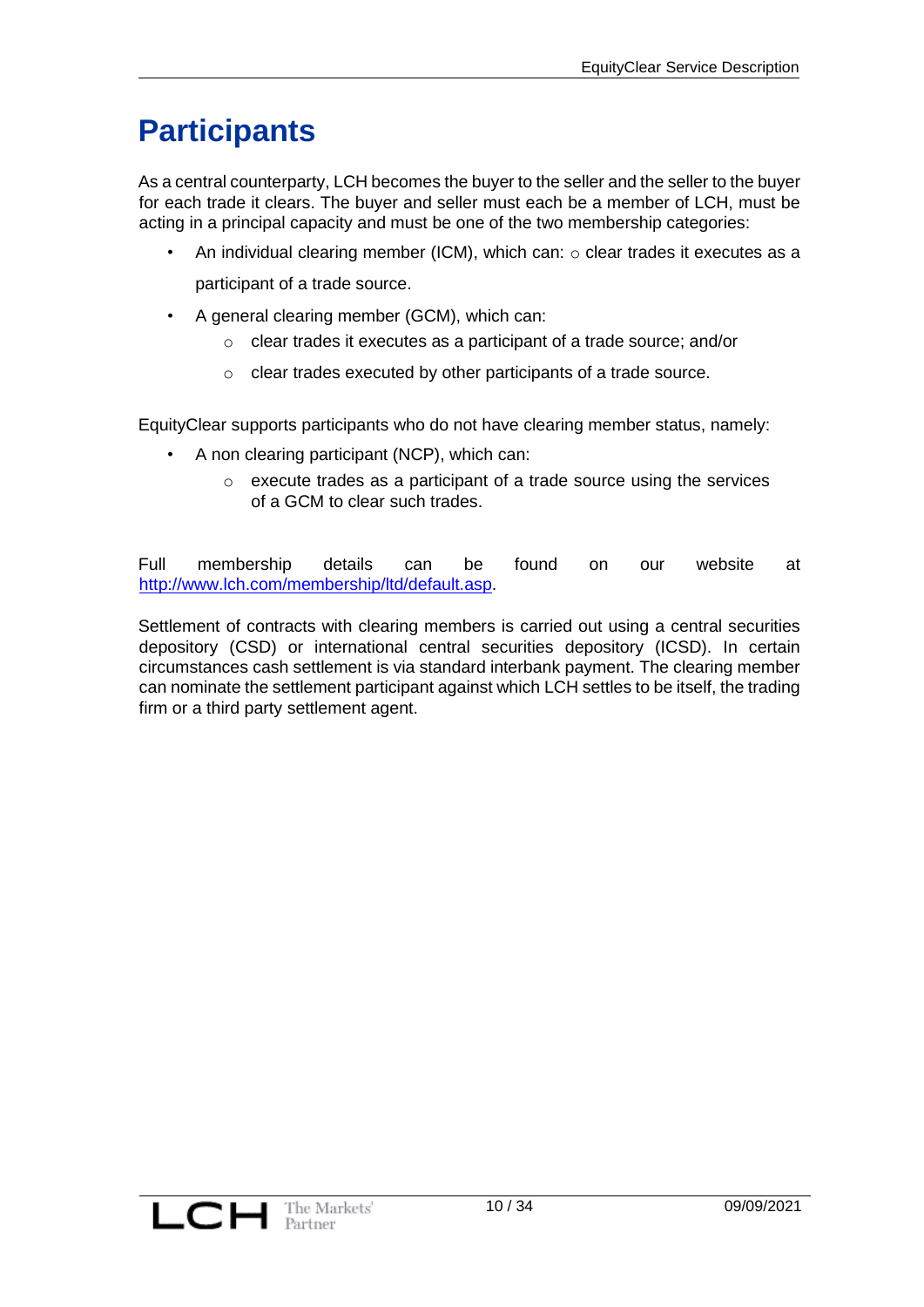# Participants

As a central counterparty, LCH becomes the buyer to the seller and the seller to the buyer for each trade it clears. The buyer and seller must each be a member of LCH, must be acting in a principal capacity and must be one of the two membership categories:

- An individual clearing member (ICM), which can:
  - clear trades it executes as a participant of a trade source.
- A general clearing member (GCM), which can:
  - clear trades it executes as a participant of a trade source; and/or
  - clear trades executed by other participants of a trade source.

EquityClear supports participants who do not have clearing member status, namely:

- A non clearing participant (NCP), which can:
  - execute trades as a participant of a trade source using the services of a GCM to clear such trades.

Full membership details can be found on our website at http://www.lch.com/membership/ltd/default.asp.

Settlement of contracts with clearing members is carried out using a central securities depository (CSD) or international central securities depository (ICSD). In certain circumstances cash settlement is via standard interbank payment. The clearing member can nominate the settlement participant against which LCH settles to be itself, the trading firm or a third party settlement agent.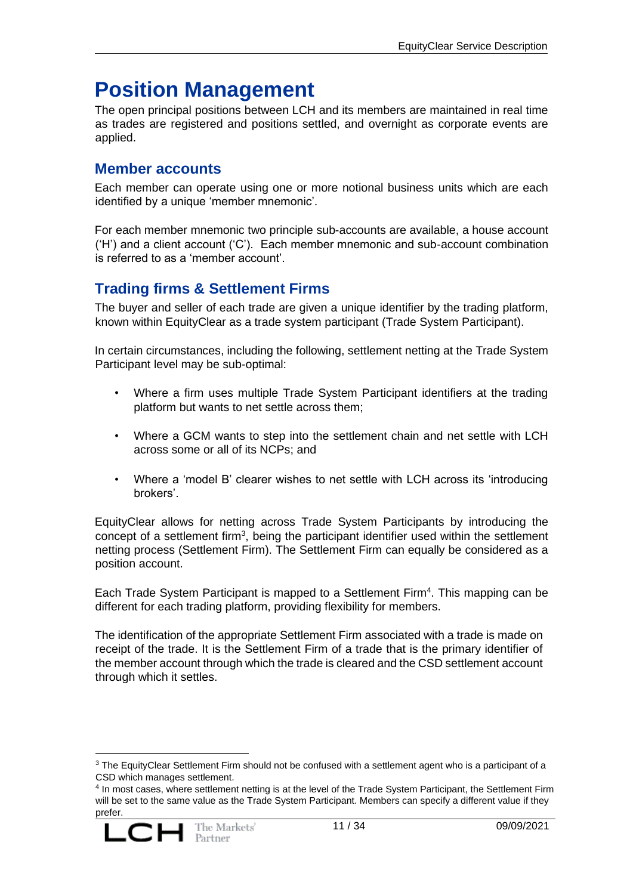# Position Management

The open principal positions between LCH and its members are maintained in real time as trades are registered and positions settled, and overnight as corporate events are applied.

## Member accounts

Each member can operate using one or more notional business units which are each identified by a unique 'member mnemonic'.

For each member mnemonic two principle sub-accounts are available, a house account ('H') and a client account ('C'). Each member mnemonic and sub-account combination is referred to as a 'member account'.

## Trading firms & Settlement Firms

The buyer and seller of each trade are given a unique identifier by the trading platform, known within EquityClear as a trade system participant (Trade System Participant).

In certain circumstances, including the following, settlement netting at the Trade System Participant level may be sub-optimal:

- Where a firm uses multiple Trade System Participant identifiers at the trading platform but wants to net settle across them;
- Where a GCM wants to step into the settlement chain and net settle with LCH across some or all of its NCPs; and
- Where a 'model B' clearer wishes to net settle with LCH across its 'introducing brokers'.

EquityClear allows for netting across Trade System Participants by introducing the concept of a settlement firm[3], being the participant identifier used within the settlement netting process (Settlement Firm). The Settlement Firm can equally be considered as a position account.

Each Trade System Participant is mapped to a Settlement Firm[4]. This mapping can be different for each trading platform, providing flexibility for members.

The identification of the appropriate Settlement Firm associated with a trade is made on receipt of the trade. It is the Settlement Firm of a trade that is the primary identifier of the member account through which the trade is cleared and the CSD settlement account through which it settles.

---

[3] The EquityClear Settlement Firm should not be confused with a settlement agent who is a participant of a CSD which manages settlement.

[4] In most cases, where settlement netting is at the level of the Trade System Participant, the Settlement Firm will be set to the same value as the Trade System Participant. Members can specify a different value if they prefer.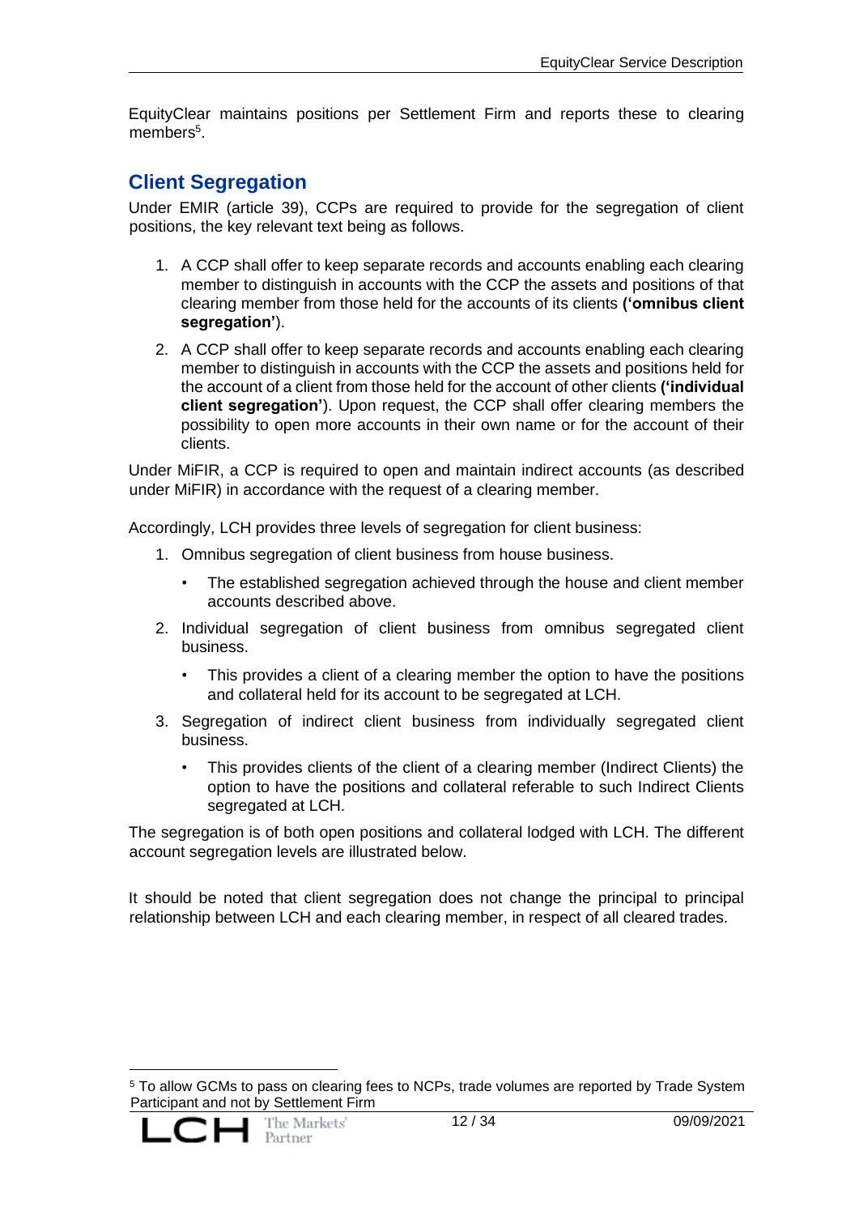EquityClear maintains positions per Settlement Firm and reports these to clearing members[5].

## Client Segregation

Under EMIR (article 39), CCPs are required to provide for the segregation of client positions, the key relevant text being as follows.

1. A CCP shall offer to keep separate records and accounts enabling each clearing member to distinguish in accounts with the CCP the assets and positions of that clearing member from those held for the accounts of its clients **('omnibus client segregation')**.
2. A CCP shall offer to keep separate records and accounts enabling each clearing member to distinguish in accounts with the CCP the assets and positions held for the account of a client from those held for the account of other clients **('individual client segregation')**. Upon request, the CCP shall offer clearing members the possibility to open more accounts in their own name or for the account of their clients.

Under MiFIR, a CCP is required to open and maintain indirect accounts (as described under MiFIR) in accordance with the request of a clearing member.

Accordingly, LCH provides three levels of segregation for client business:

1. Omnibus segregation of client business from house business.
    - The established segregation achieved through the house and client member accounts described above.
2. Individual segregation of client business from omnibus segregated client business.
    - This provides a client of a clearing member the option to have the positions and collateral held for its account to be segregated at LCH.
3. Segregation of indirect client business from individually segregated client business.
    - This provides clients of the client of a clearing member (Indirect Clients) the option to have the positions and collateral referable to such Indirect Clients segregated at LCH.

The segregation is of both open positions and collateral lodged with LCH. The different account segregation levels are illustrated below.

It should be noted that client segregation does not change the principal to principal relationship between LCH and each clearing member, in respect of all cleared trades.

[5] To allow GCMs to pass on clearing fees to NCPs, trade volumes are reported by Trade System Participant and not by Settlement Firm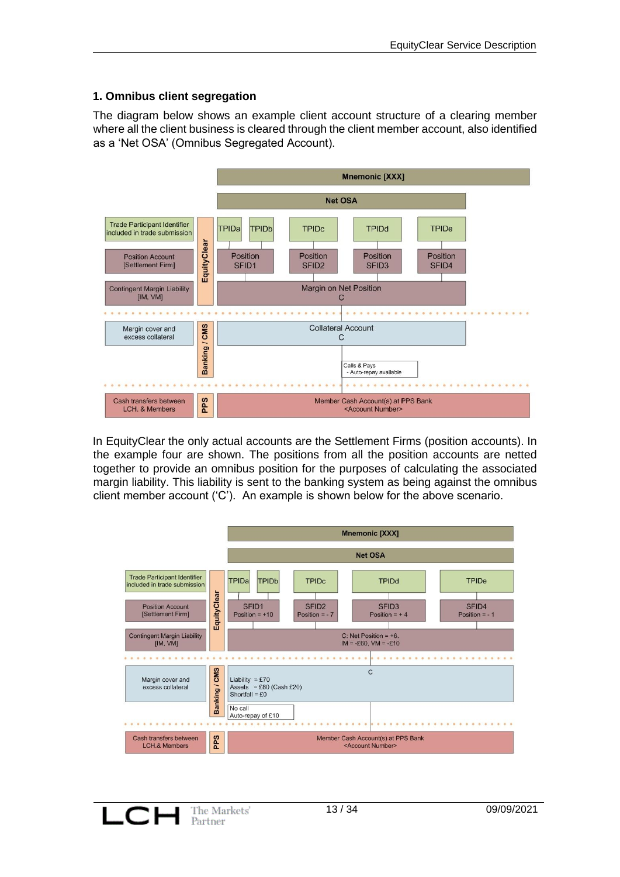## 1. Omnibus client segregation

The diagram below shows an example client account structure of a clearing member where all the client business is cleared through the client member account, also identified as a 'Net OSA' (Omnibus Segregated Account).

| | | Mnemonic [XXX] | | | |
|---|---|---|---|---|---|
| | | Net OSA | | | |
| Trade Participant Identifier included in trade submission | EquityClear | TPIDa, TPIDb | TPIDc | TPIDd | TPIDe |
| Position Account [Settlement Firm] | EquityClear | Position SFID1 | Position SFID2 | Position SFID3 | Position SFID4 |
| Contingent Margin Liability [IM, VM] | EquityClear | Margin on Net Position C | | | |
| Margin cover and excess collateral | Banking / CMS | Collateral Account C — Calls & Pays - Auto-repay available | | | |
| Cash transfers between LCH. & Members | PPS | Member Cash Account(s) at PPS Bank <Account Number> | | | |

In EquityClear the only actual accounts are the Settlement Firms (position accounts). In the example four are shown. The positions from all the position accounts are netted together to provide an omnibus position for the purposes of calculating the associated margin liability. This liability is sent to the banking system as being against the omnibus client member account ('C'). An example is shown below for the above scenario.

| | | Mnemonic [XXX] | | | |
|---|---|---|---|---|---|
| | | Net OSA | | | |
| Trade Participant Identifier included in trade submission | EquityClear | TPIDa, TPIDb | TPIDc | TPIDd | TPIDe |
| Position Account [Settlement Firm] | EquityClear | SFID1 Position = +10 | SFID2 Position = - 7 | SFID3 Position = + 4 | SFID4 Position = - 1 |
| Contingent Margin Liability [IM, VM] | EquityClear | C: Net Position = +6. IM = -£60, VM = -£10 | | | |
| Margin cover and excess collateral | Banking / CMS | C — Liability = £70; Assets = £80 (Cash £20); Shortfall = £0 — No call; Auto-repay of £10 | | | |
| Cash transfers between LCH.& Members | PPS | Member Cash Account(s) at PPS Bank <Account Number> | | | |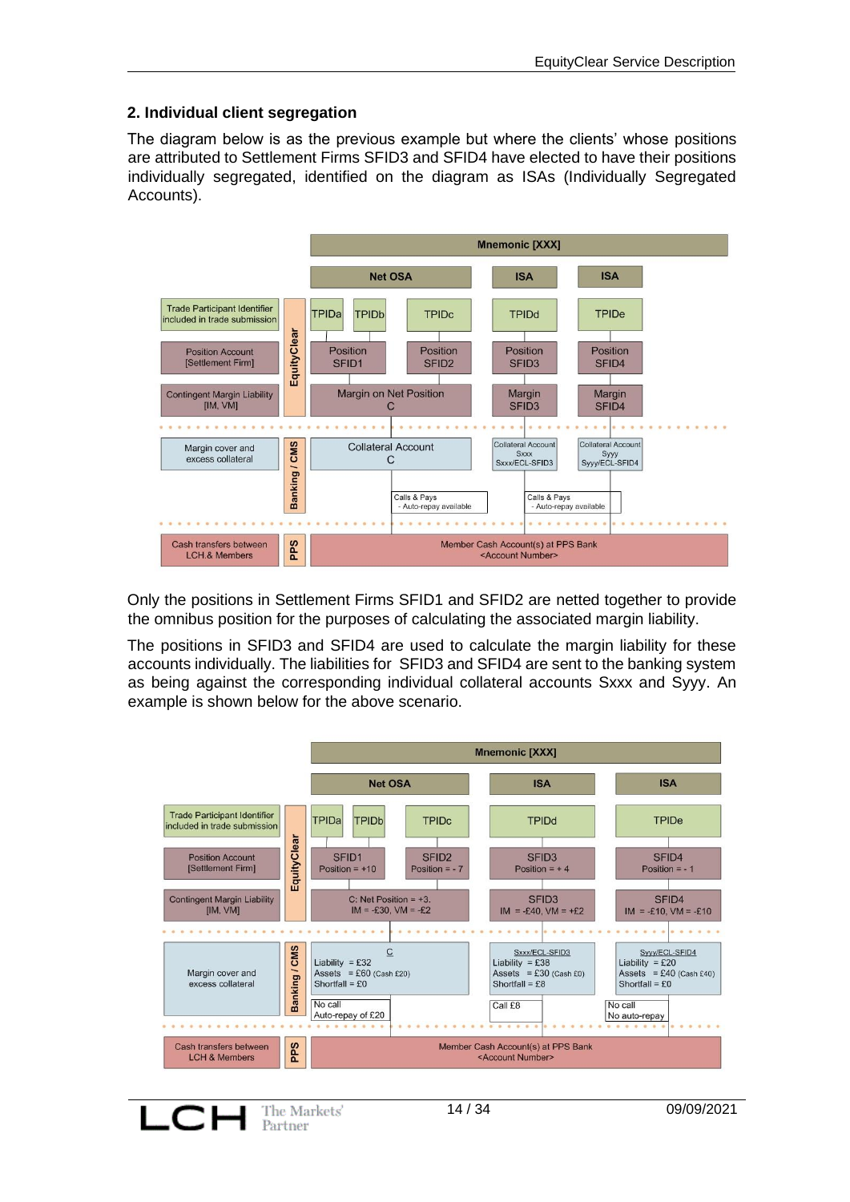## 2. Individual client segregation

The diagram below is as the previous example but where the clients' whose positions are attributed to Settlement Firms SFID3 and SFID4 have elected to have their positions individually segregated, identified on the diagram as ISAs (Individually Segregated Accounts).

| | | Mnemonic [XXX] | | | |
|---|---|---|---|---|---|
| | | Net OSA | | ISA | ISA |
| Trade Participant Identifier included in trade submission | EquityClear | TPIDa, TPIDb | TPIDc | TPIDd | TPIDe |
| Position Account [Settlement Firm] | EquityClear | Position SFID1 | Position SFID2 | Position SFID3 | Position SFID4 |
| Contingent Margin Liability [IM, VM] | EquityClear | Margin on Net Position C | | Margin SFID3 | Margin SFID4 |
| Margin cover and excess collateral | Banking / CMS | Collateral Account C | | Collateral Account Sxxx Sxxx/ECL-SFID3 | Collateral Account Syyy Syyy/ECL-SFID4 |
| | Banking / CMS | Calls & Pays - Auto-repay available | | Calls & Pays - Auto-repay available | |
| Cash transfers between LCH & Members | PPS | Member Cash Account(s) at PPS Bank <Account Number> | | | |

Only the positions in Settlement Firms SFID1 and SFID2 are netted together to provide the omnibus position for the purposes of calculating the associated margin liability.

The positions in SFID3 and SFID4 are used to calculate the margin liability for these accounts individually. The liabilities for SFID3 and SFID4 are sent to the banking system as being against the corresponding individual collateral accounts Sxxx and Syyy. An example is shown below for the above scenario.

| | | Mnemonic [XXX] | | | |
|---|---|---|---|---|---|
| | | Net OSA | | ISA | ISA |
| Trade Participant Identifier included in trade submission | EquityClear | TPIDa, TPIDb | TPIDc | TPIDd | TPIDe |
| Position Account [Settlement Firm] | EquityClear | SFID1 Position = +10 | SFID2 Position = - 7 | SFID3 Position = + 4 | SFID4 Position = - 1 |
| Contingent Margin Liability [IM, VM] | EquityClear | C: Net Position = +3. IM = -£30, VM = -£2 | | SFID3 IM = -£40, VM = +£2 | SFID4 IM = -£10, VM = -£10 |
| Margin cover and excess collateral | Banking / CMS | C Liability = £32 Assets = £60 (Cash £20) Shortfall = £0 | | Sxxx/ECL-SFID3 Liability = £38 Assets = £30 (Cash £0) Shortfall = £8 | Syyy/ECL-SFID4 Liability = £20 Assets = £40 (Cash £40) Shortfall = £0 |
| | Banking / CMS | No call Auto-repay of £20 | | Call £8 | No call No auto-repay |
| Cash transfers between LCH & Members | PPS | Member Cash Account(s) at PPS Bank <Account Number> | | | |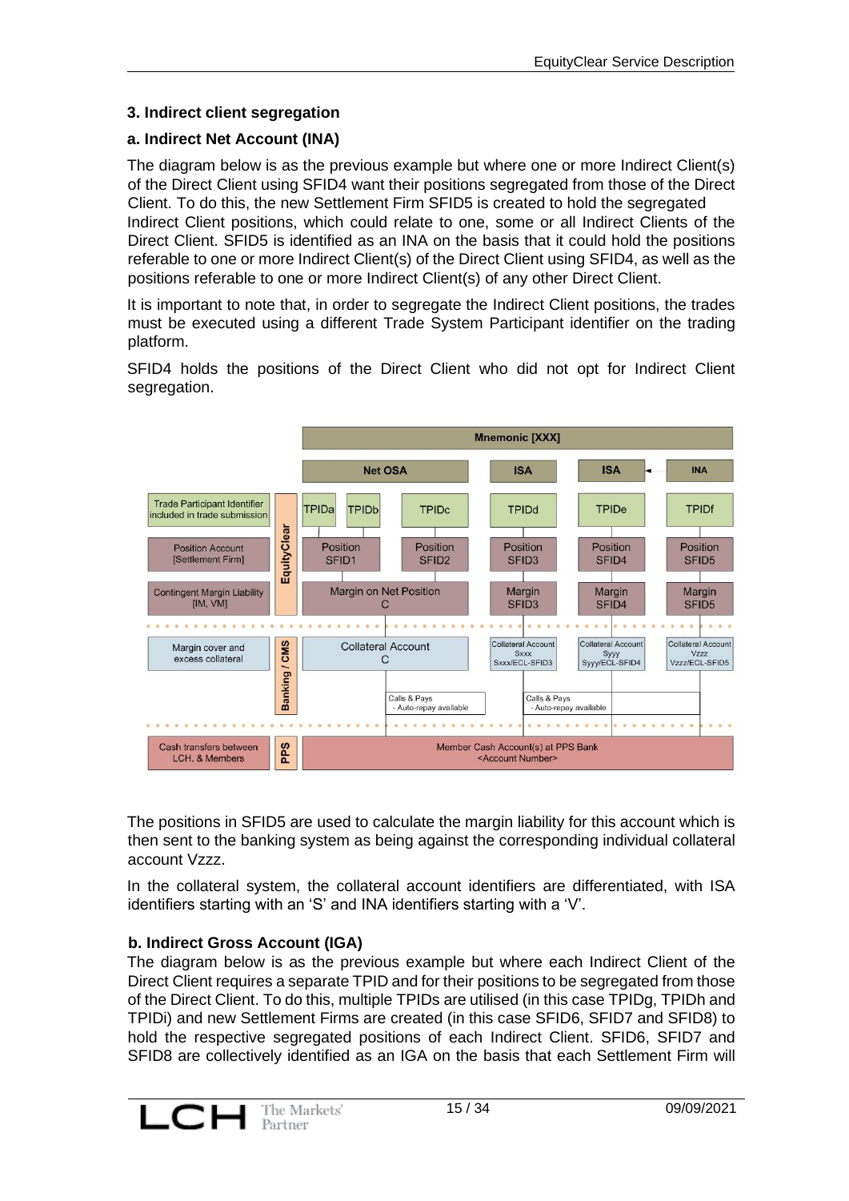### 3. Indirect client segregation

#### a. Indirect Net Account (INA)

The diagram below is as the previous example but where one or more Indirect Client(s) of the Direct Client using SFID4 want their positions segregated from those of the Direct Client. To do this, the new Settlement Firm SFID5 is created to hold the segregated Indirect Client positions, which could relate to one, some or all Indirect Clients of the Direct Client. SFID5 is identified as an INA on the basis that it could hold the positions referable to one or more Indirect Client(s) of the Direct Client using SFID4, as well as the positions referable to one or more Indirect Client(s) of any other Direct Client.

It is important to note that, in order to segregate the Indirect Client positions, the trades must be executed using a different Trade System Participant identifier on the trading platform.

SFID4 holds the positions of the Direct Client who did not opt for Indirect Client segregation.

| | | Mnemonic [XXX] | | | | | |
|---|---|---|---|---|---|---|---|
| | | Net OSA | | ISA | ISA | INA |
| Trade Participant Identifier included in trade submission | EquityClear | TPIDa | TPIDb | TPIDc | TPIDd | TPIDe | TPIDf |
| Position Account [Settlement Firm] | EquityClear | Position SFID1 | | Position SFID2 | Position SFID3 | Position SFID4 | Position SFID5 |
| Contingent Margin Liability [IM, VM] | EquityClear | Margin on Net Position C | | | Margin SFID3 | Margin SFID4 | Margin SFID5 |
| Margin cover and excess collateral | Banking / CMS | Collateral Account C | | | Collateral Account Sxxx Sxxx/ECL-SFID3 | Collateral Account Syyy Syyy/ECL-SFID4 | Collateral Account Vzzz Vzzz/ECL-SFID5 |
| | Banking / CMS | | | Calls & Pays - Auto-repay available | Calls & Pays - Auto-repay available | | |
| Cash transfers between LCH. & Members | PPS | Member Cash Account(s) at PPS Bank <Account Number> | | | | | |

The positions in SFID5 are used to calculate the margin liability for this account which is then sent to the banking system as being against the corresponding individual collateral account Vzzz.

In the collateral system, the collateral account identifiers are differentiated, with ISA identifiers starting with an 'S' and INA identifiers starting with a 'V'.

#### b. Indirect Gross Account (IGA)

The diagram below is as the previous example but where each Indirect Client of the Direct Client requires a separate TPID and for their positions to be segregated from those of the Direct Client. To do this, multiple TPIDs are utilised (in this case TPIDg, TPIDh and TPIDi) and new Settlement Firms are created (in this case SFID6, SFID7 and SFID8) to hold the respective segregated positions of each Indirect Client. SFID6, SFID7 and SFID8 are collectively identified as an IGA on the basis that each Settlement Firm will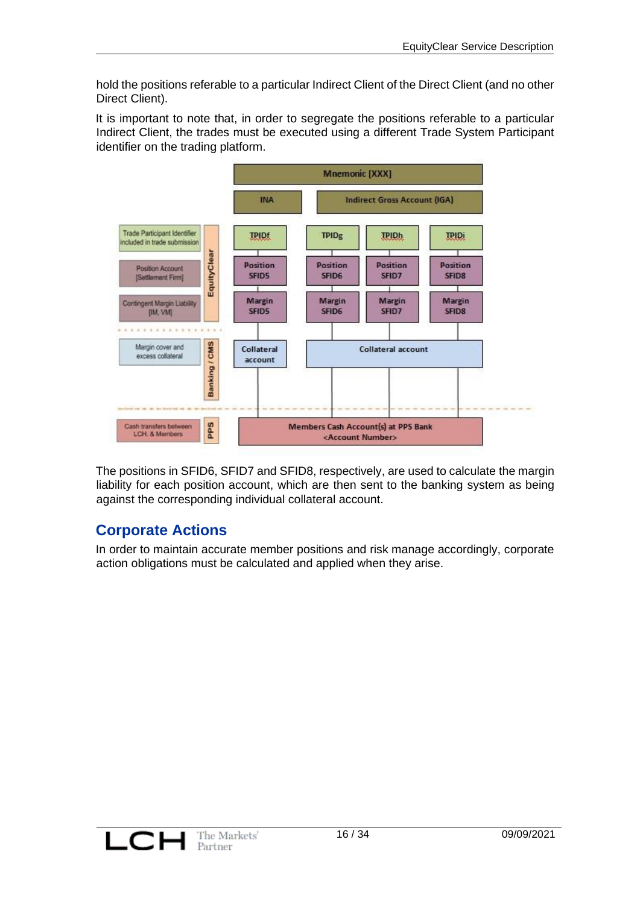hold the positions referable to a particular Indirect Client of the Direct Client (and no other Direct Client).

It is important to note that, in order to segregate the positions referable to a particular Indirect Client, the trades must be executed using a different Trade System Participant identifier on the trading platform.

Mnemonic [XXX]

INA | Indirect Gross Account (IGA)

Trade Participant Identifier included in trade submission | TPIDf | TPIDg | TPIDh | TPIDi

Position Account [Settlement Firm] | Position SFID5 | Position SFID6 | Position SFID7 | Position SFID8

Contingent Margin Liability [IM, VM] | Margin SFID5 | Margin SFID6 | Margin SFID7 | Margin SFID8

EquityClear

Margin cover and excess collateral | Collateral account | Collateral account

Banking / CMS

Cash transfers between LCH. & Members | Members Cash Account(s) at PPS Bank <Account Number>

PPS

The positions in SFID6, SFID7 and SFID8, respectively, are used to calculate the margin liability for each position account, which are then sent to the banking system as being against the corresponding individual collateral account.

## Corporate Actions

In order to maintain accurate member positions and risk manage accordingly, corporate action obligations must be calculated and applied when they arise.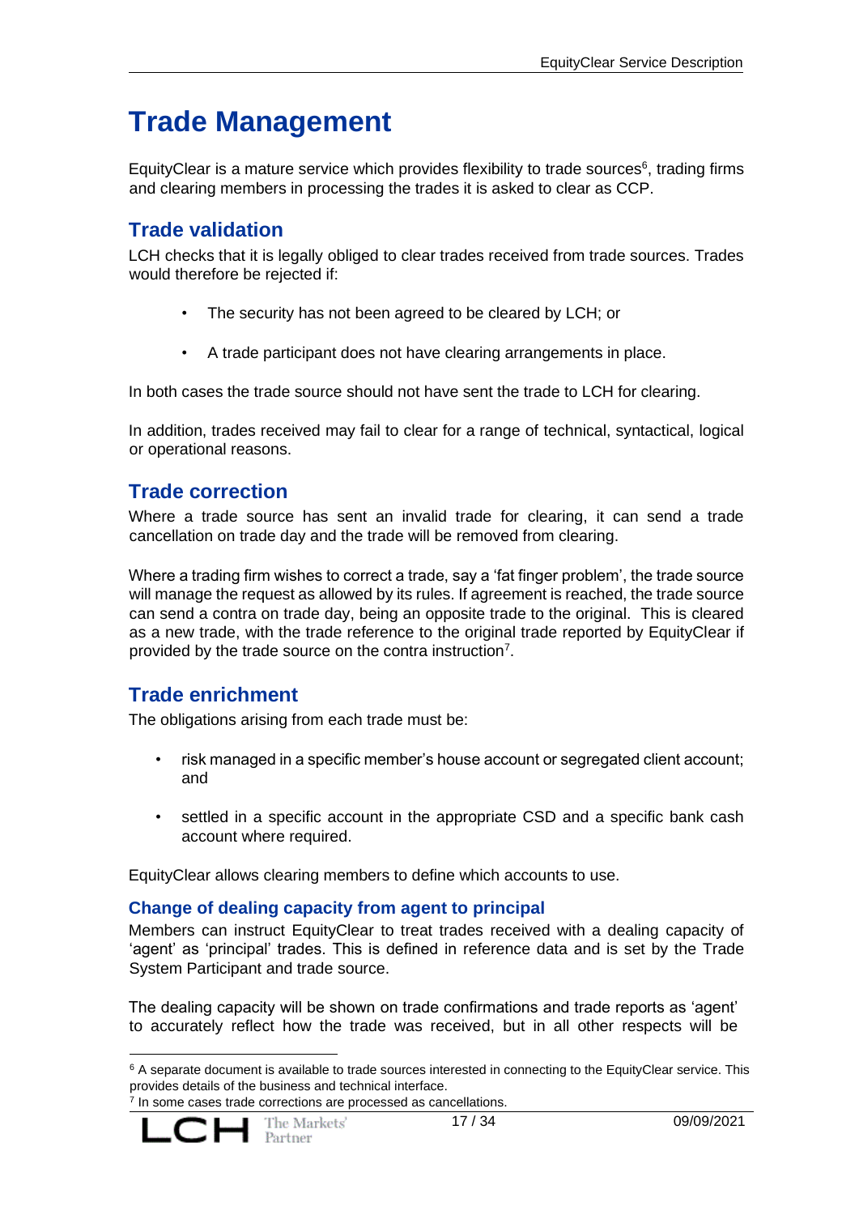# Trade Management

EquityClear is a mature service which provides flexibility to trade sources[6], trading firms and clearing members in processing the trades it is asked to clear as CCP.

## Trade validation

LCH checks that it is legally obliged to clear trades received from trade sources. Trades would therefore be rejected if:

- The security has not been agreed to be cleared by LCH; or
- A trade participant does not have clearing arrangements in place.

In both cases the trade source should not have sent the trade to LCH for clearing.

In addition, trades received may fail to clear for a range of technical, syntactical, logical or operational reasons.

## Trade correction

Where a trade source has sent an invalid trade for clearing, it can send a trade cancellation on trade day and the trade will be removed from clearing.

Where a trading firm wishes to correct a trade, say a 'fat finger problem', the trade source will manage the request as allowed by its rules. If agreement is reached, the trade source can send a contra on trade day, being an opposite trade to the original. This is cleared as a new trade, with the trade reference to the original trade reported by EquityClear if provided by the trade source on the contra instruction[7].

## Trade enrichment

The obligations arising from each trade must be:

- risk managed in a specific member's house account or segregated client account; and
- settled in a specific account in the appropriate CSD and a specific bank cash account where required.

EquityClear allows clearing members to define which accounts to use.

### Change of dealing capacity from agent to principal

Members can instruct EquityClear to treat trades received with a dealing capacity of 'agent' as 'principal' trades. This is defined in reference data and is set by the Trade System Participant and trade source.

The dealing capacity will be shown on trade confirmations and trade reports as 'agent' to accurately reflect how the trade was received, but in all other respects will be

---

[6] A separate document is available to trade sources interested in connecting to the EquityClear service. This provides details of the business and technical interface.

[7] In some cases trade corrections are processed as cancellations.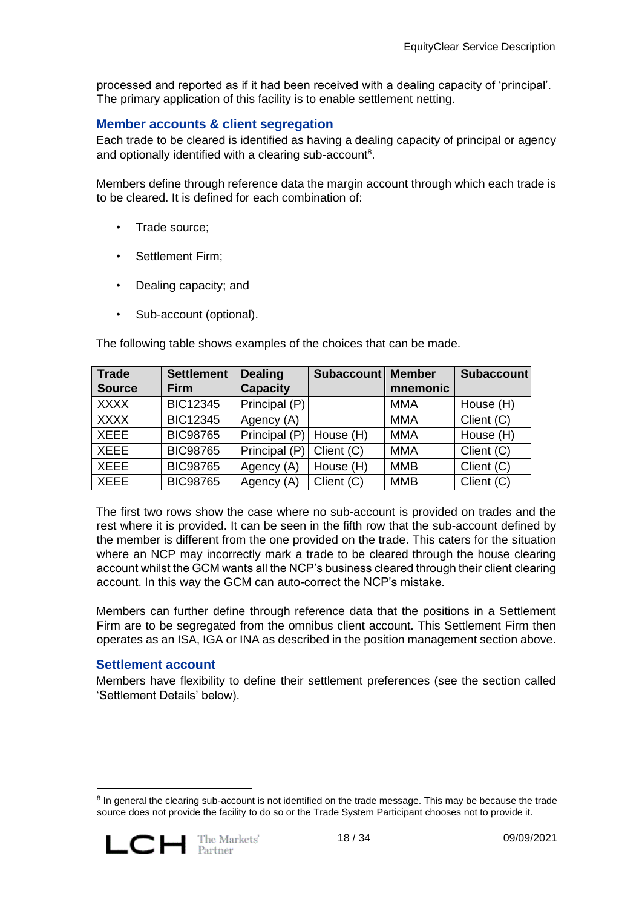processed and reported as if it had been received with a dealing capacity of 'principal'. The primary application of this facility is to enable settlement netting.

### Member accounts & client segregation

Each trade to be cleared is identified as having a dealing capacity of principal or agency and optionally identified with a clearing sub-account[8].

Members define through reference data the margin account through which each trade is to be cleared. It is defined for each combination of:

- Trade source;
- Settlement Firm;
- Dealing capacity; and
- Sub-account (optional).

The following table shows examples of the choices that can be made.

| Trade Source | Settlement Firm | Dealing Capacity | Subaccount | Member mnemonic | Subaccount |
|---|---|---|---|---|---|
| XXXX | BIC12345 | Principal (P) | | MMA | House (H) |
| XXXX | BIC12345 | Agency (A) | | MMA | Client (C) |
| XEEE | BIC98765 | Principal (P) | House (H) | MMA | House (H) |
| XEEE | BIC98765 | Principal (P) | Client (C) | MMA | Client (C) |
| XEEE | BIC98765 | Agency (A) | House (H) | MMB | Client (C) |
| XEEE | BIC98765 | Agency (A) | Client (C) | MMB | Client (C) |

The first two rows show the case where no sub-account is provided on trades and the rest where it is provided. It can be seen in the fifth row that the sub-account defined by the member is different from the one provided on the trade. This caters for the situation where an NCP may incorrectly mark a trade to be cleared through the house clearing account whilst the GCM wants all the NCP's business cleared through their client clearing account. In this way the GCM can auto-correct the NCP's mistake.

Members can further define through reference data that the positions in a Settlement Firm are to be segregated from the omnibus client account. This Settlement Firm then operates as an ISA, IGA or INA as described in the position management section above.

### Settlement account

Members have flexibility to define their settlement preferences (see the section called 'Settlement Details' below).

[8] In general the clearing sub-account is not identified on the trade message. This may be because the trade source does not provide the facility to do so or the Trade System Participant chooses not to provide it.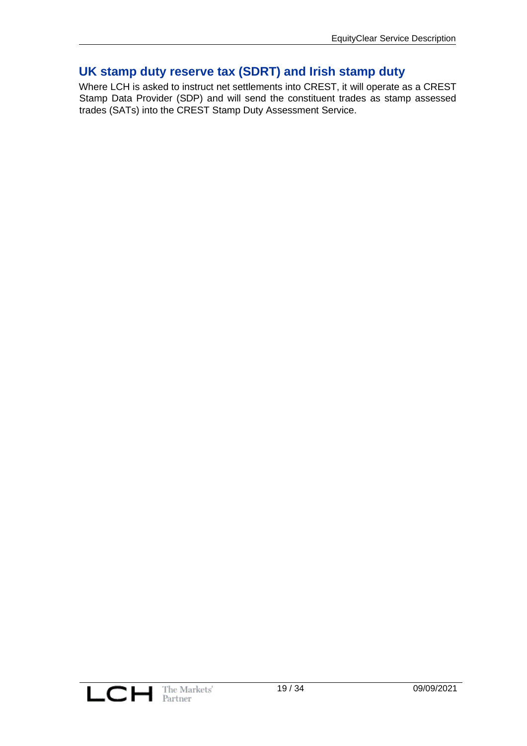## UK stamp duty reserve tax (SDRT) and Irish stamp duty

Where LCH is asked to instruct net settlements into CREST, it will operate as a CREST Stamp Data Provider (SDP) and will send the constituent trades as stamp assessed trades (SATs) into the CREST Stamp Duty Assessment Service.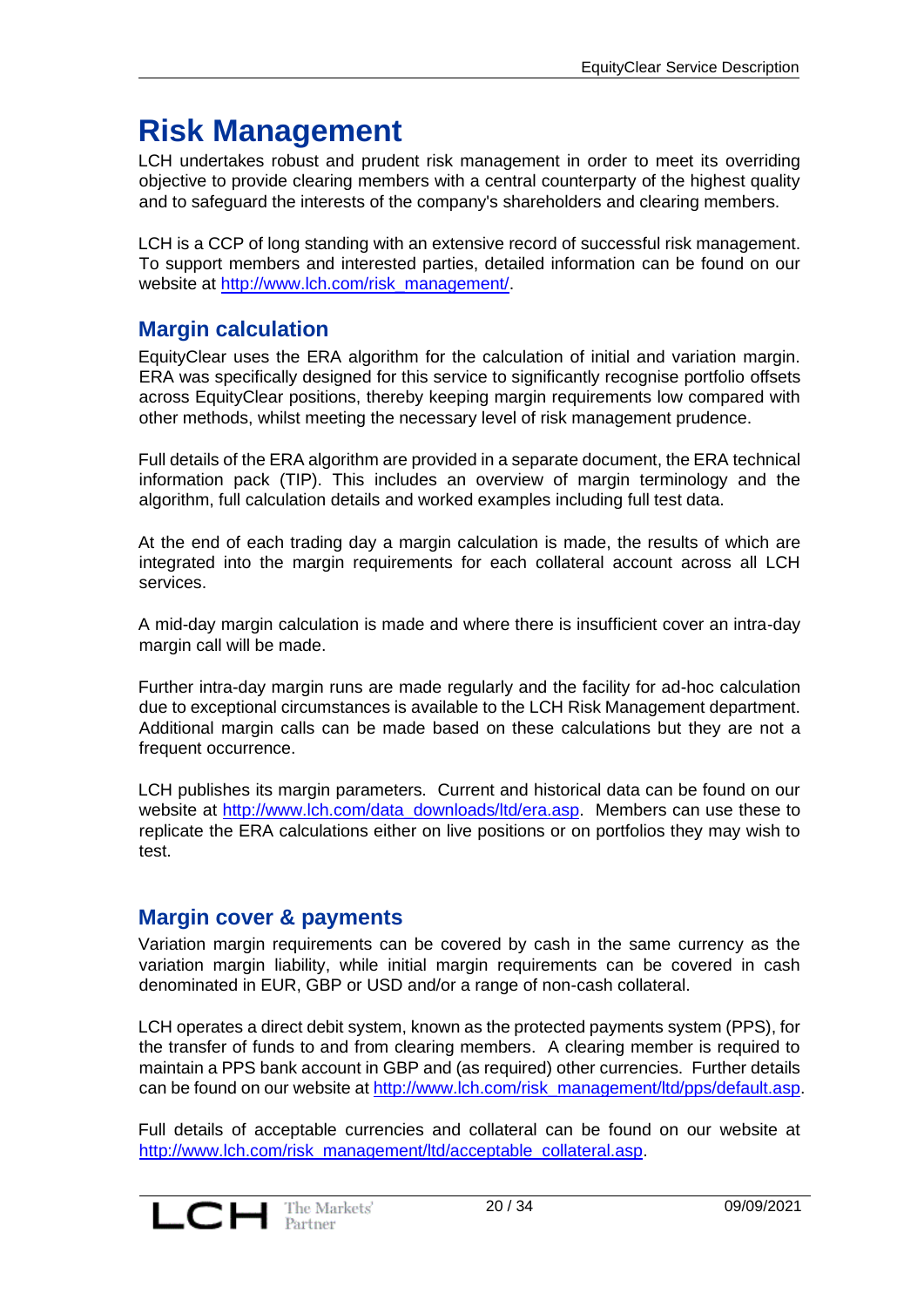# Risk Management

LCH undertakes robust and prudent risk management in order to meet its overriding objective to provide clearing members with a central counterparty of the highest quality and to safeguard the interests of the company's shareholders and clearing members.

LCH is a CCP of long standing with an extensive record of successful risk management. To support members and interested parties, detailed information can be found on our website at http://www.lch.com/risk_management/.

## Margin calculation

EquityClear uses the ERA algorithm for the calculation of initial and variation margin. ERA was specifically designed for this service to significantly recognise portfolio offsets across EquityClear positions, thereby keeping margin requirements low compared with other methods, whilst meeting the necessary level of risk management prudence.

Full details of the ERA algorithm are provided in a separate document, the ERA technical information pack (TIP). This includes an overview of margin terminology and the algorithm, full calculation details and worked examples including full test data.

At the end of each trading day a margin calculation is made, the results of which are integrated into the margin requirements for each collateral account across all LCH services.

A mid-day margin calculation is made and where there is insufficient cover an intra-day margin call will be made.

Further intra-day margin runs are made regularly and the facility for ad-hoc calculation due to exceptional circumstances is available to the LCH Risk Management department. Additional margin calls can be made based on these calculations but they are not a frequent occurrence.

LCH publishes its margin parameters. Current and historical data can be found on our website at http://www.lch.com/data_downloads/ltd/era.asp. Members can use these to replicate the ERA calculations either on live positions or on portfolios they may wish to test.

## Margin cover & payments

Variation margin requirements can be covered by cash in the same currency as the variation margin liability, while initial margin requirements can be covered in cash denominated in EUR, GBP or USD and/or a range of non-cash collateral.

LCH operates a direct debit system, known as the protected payments system (PPS), for the transfer of funds to and from clearing members. A clearing member is required to maintain a PPS bank account in GBP and (as required) other currencies. Further details can be found on our website at http://www.lch.com/risk_management/ltd/pps/default.asp.

Full details of acceptable currencies and collateral can be found on our website at http://www.lch.com/risk_management/ltd/acceptable_collateral.asp.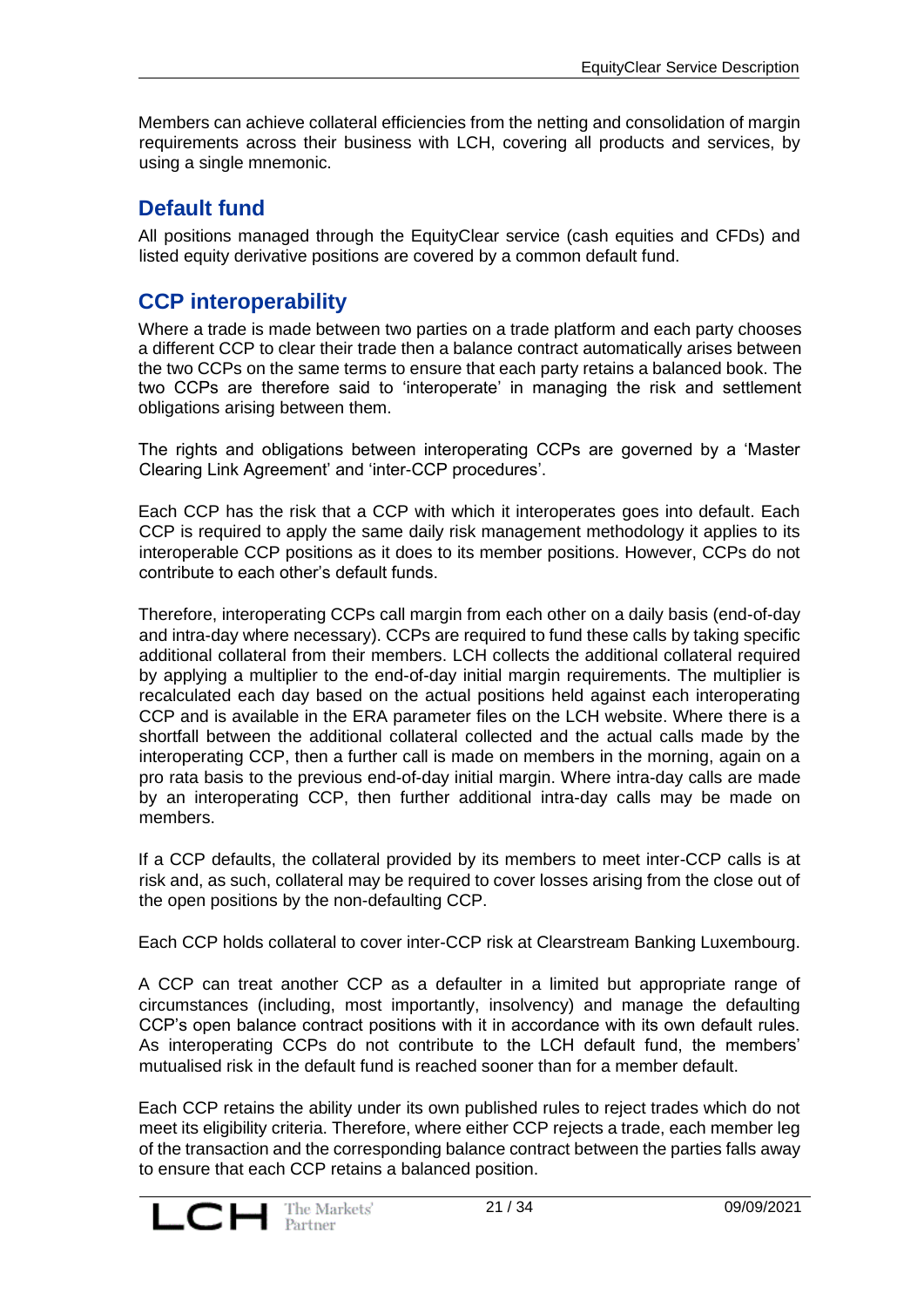Members can achieve collateral efficiencies from the netting and consolidation of margin requirements across their business with LCH, covering all products and services, by using a single mnemonic.

## Default fund

All positions managed through the EquityClear service (cash equities and CFDs) and listed equity derivative positions are covered by a common default fund.

## CCP interoperability

Where a trade is made between two parties on a trade platform and each party chooses a different CCP to clear their trade then a balance contract automatically arises between the two CCPs on the same terms to ensure that each party retains a balanced book. The two CCPs are therefore said to 'interoperate' in managing the risk and settlement obligations arising between them.

The rights and obligations between interoperating CCPs are governed by a 'Master Clearing Link Agreement' and 'inter-CCP procedures'.

Each CCP has the risk that a CCP with which it interoperates goes into default. Each CCP is required to apply the same daily risk management methodology it applies to its interoperable CCP positions as it does to its member positions. However, CCPs do not contribute to each other's default funds.

Therefore, interoperating CCPs call margin from each other on a daily basis (end-of-day and intra-day where necessary). CCPs are required to fund these calls by taking specific additional collateral from their members. LCH collects the additional collateral required by applying a multiplier to the end-of-day initial margin requirements. The multiplier is recalculated each day based on the actual positions held against each interoperating CCP and is available in the ERA parameter files on the LCH website. Where there is a shortfall between the additional collateral collected and the actual calls made by the interoperating CCP, then a further call is made on members in the morning, again on a pro rata basis to the previous end-of-day initial margin. Where intra-day calls are made by an interoperating CCP, then further additional intra-day calls may be made on members.

If a CCP defaults, the collateral provided by its members to meet inter-CCP calls is at risk and, as such, collateral may be required to cover losses arising from the close out of the open positions by the non-defaulting CCP.

Each CCP holds collateral to cover inter-CCP risk at Clearstream Banking Luxembourg.

A CCP can treat another CCP as a defaulter in a limited but appropriate range of circumstances (including, most importantly, insolvency) and manage the defaulting CCP's open balance contract positions with it in accordance with its own default rules. As interoperating CCPs do not contribute to the LCH default fund, the members' mutualised risk in the default fund is reached sooner than for a member default.

Each CCP retains the ability under its own published rules to reject trades which do not meet its eligibility criteria. Therefore, where either CCP rejects a trade, each member leg of the transaction and the corresponding balance contract between the parties falls away to ensure that each CCP retains a balanced position.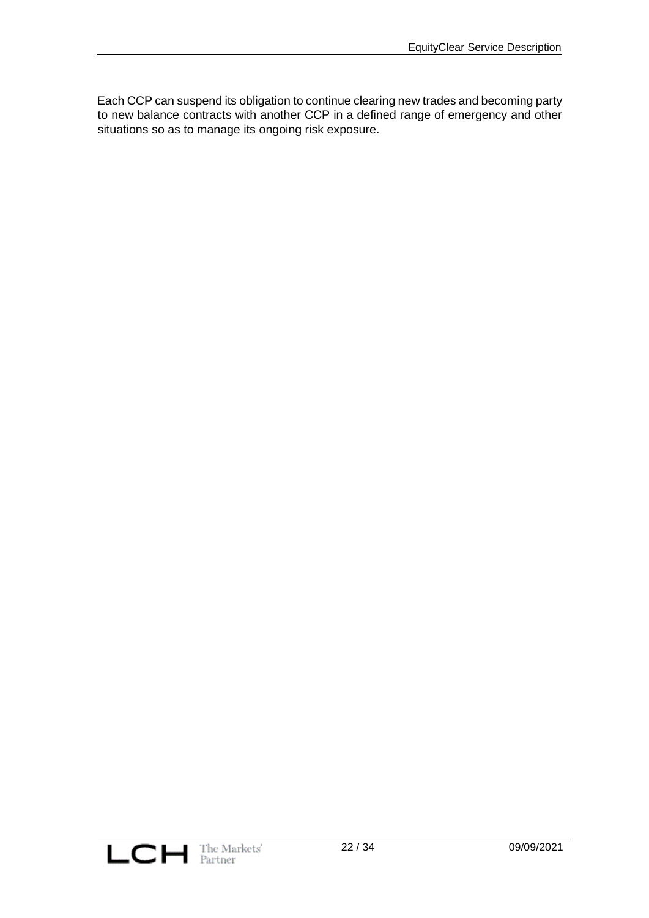Each CCP can suspend its obligation to continue clearing new trades and becoming party to new balance contracts with another CCP in a defined range of emergency and other situations so as to manage its ongoing risk exposure.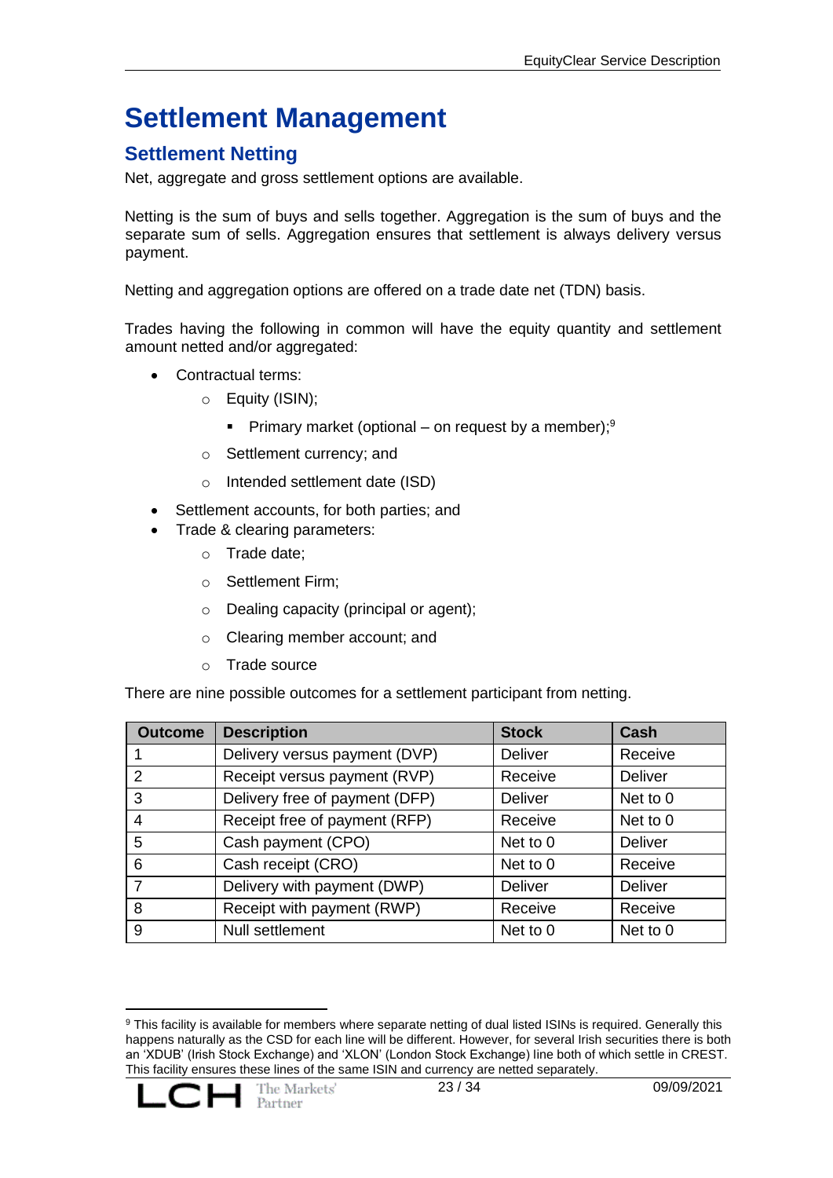# Settlement Management

## Settlement Netting

Net, aggregate and gross settlement options are available.

Netting is the sum of buys and sells together. Aggregation is the sum of buys and the separate sum of sells. Aggregation ensures that settlement is always delivery versus payment.

Netting and aggregation options are offered on a trade date net (TDN) basis.

Trades having the following in common will have the equity quantity and settlement amount netted and/or aggregated:

- Contractual terms:
  - Equity (ISIN);
    - Primary market (optional – on request by a member);[9]
  - Settlement currency; and
  - Intended settlement date (ISD)
- Settlement accounts, for both parties; and
- Trade & clearing parameters:
  - Trade date;
  - Settlement Firm;
  - Dealing capacity (principal or agent);
  - Clearing member account; and
  - Trade source

There are nine possible outcomes for a settlement participant from netting.

| Outcome | Description | Stock | Cash |
|---|---|---|---|
| 1 | Delivery versus payment (DVP) | Deliver | Receive |
| 2 | Receipt versus payment (RVP) | Receive | Deliver |
| 3 | Delivery free of payment (DFP) | Deliver | Net to 0 |
| 4 | Receipt free of payment (RFP) | Receive | Net to 0 |
| 5 | Cash payment (CPO) | Net to 0 | Deliver |
| 6 | Cash receipt (CRO) | Net to 0 | Receive |
| 7 | Delivery with payment (DWP) | Deliver | Deliver |
| 8 | Receipt with payment (RWP) | Receive | Receive |
| 9 | Null settlement | Net to 0 | Net to 0 |

[9] This facility is available for members where separate netting of dual listed ISINs is required. Generally this happens naturally as the CSD for each line will be different. However, for several Irish securities there is both an 'XDUB' (Irish Stock Exchange) and 'XLON' (London Stock Exchange) line both of which settle in CREST. This facility ensures these lines of the same ISIN and currency are netted separately.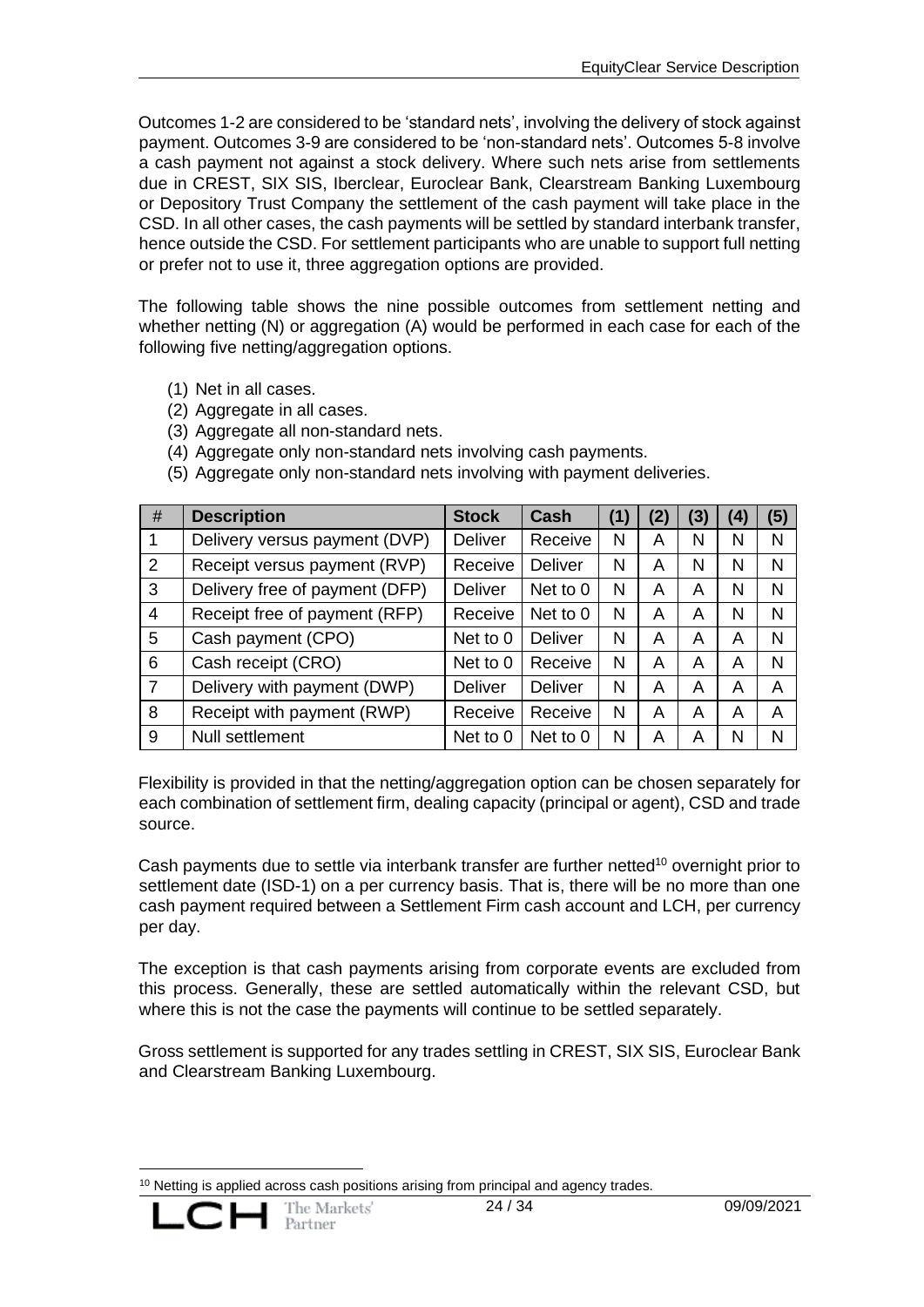Outcomes 1-2 are considered to be 'standard nets', involving the delivery of stock against payment. Outcomes 3-9 are considered to be 'non-standard nets'. Outcomes 5-8 involve a cash payment not against a stock delivery. Where such nets arise from settlements due in CREST, SIX SIS, Iberclear, Euroclear Bank, Clearstream Banking Luxembourg or Depository Trust Company the settlement of the cash payment will take place in the CSD. In all other cases, the cash payments will be settled by standard interbank transfer, hence outside the CSD. For settlement participants who are unable to support full netting or prefer not to use it, three aggregation options are provided.

The following table shows the nine possible outcomes from settlement netting and whether netting (N) or aggregation (A) would be performed in each case for each of the following five netting/aggregation options.

(1) Net in all cases.
(2) Aggregate in all cases.
(3) Aggregate all non-standard nets.
(4) Aggregate only non-standard nets involving cash payments.
(5) Aggregate only non-standard nets involving with payment deliveries.

| # | Description | Stock | Cash | (1) | (2) | (3) | (4) | (5) |
|---|---|---|---|---|---|---|---|---|
| 1 | Delivery versus payment (DVP) | Deliver | Receive | N | A | N | N | N |
| 2 | Receipt versus payment (RVP) | Receive | Deliver | N | A | N | N | N |
| 3 | Delivery free of payment (DFP) | Deliver | Net to 0 | N | A | A | N | N |
| 4 | Receipt free of payment (RFP) | Receive | Net to 0 | N | A | A | N | N |
| 5 | Cash payment (CPO) | Net to 0 | Deliver | N | A | A | A | N |
| 6 | Cash receipt (CRO) | Net to 0 | Receive | N | A | A | A | N |
| 7 | Delivery with payment (DWP) | Deliver | Deliver | N | A | A | A | A |
| 8 | Receipt with payment (RWP) | Receive | Receive | N | A | A | A | A |
| 9 | Null settlement | Net to 0 | Net to 0 | N | A | A | N | N |

Flexibility is provided in that the netting/aggregation option can be chosen separately for each combination of settlement firm, dealing capacity (principal or agent), CSD and trade source.

Cash payments due to settle via interbank transfer are further netted[10] overnight prior to settlement date (ISD-1) on a per currency basis. That is, there will be no more than one cash payment required between a Settlement Firm cash account and LCH, per currency per day.

The exception is that cash payments arising from corporate events are excluded from this process. Generally, these are settled automatically within the relevant CSD, but where this is not the case the payments will continue to be settled separately.

Gross settlement is supported for any trades settling in CREST, SIX SIS, Euroclear Bank and Clearstream Banking Luxembourg.

[10] Netting is applied across cash positions arising from principal and agency trades.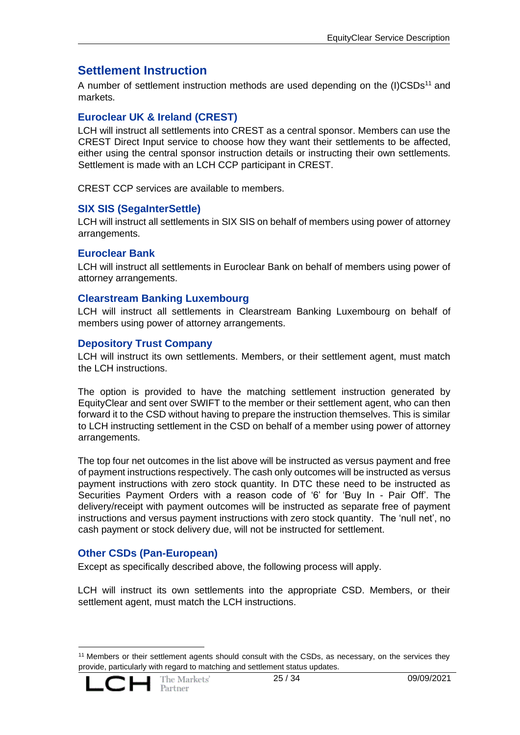## Settlement Instruction

A number of settlement instruction methods are used depending on the (I)CSDs[11] and markets.

### Euroclear UK & Ireland (CREST)

LCH will instruct all settlements into CREST as a central sponsor. Members can use the CREST Direct Input service to choose how they want their settlements to be affected, either using the central sponsor instruction details or instructing their own settlements. Settlement is made with an LCH CCP participant in CREST.

CREST CCP services are available to members.

### SIX SIS (SegaInterSettle)

LCH will instruct all settlements in SIX SIS on behalf of members using power of attorney arrangements.

### Euroclear Bank

LCH will instruct all settlements in Euroclear Bank on behalf of members using power of attorney arrangements.

### Clearstream Banking Luxembourg

LCH will instruct all settlements in Clearstream Banking Luxembourg on behalf of members using power of attorney arrangements.

### Depository Trust Company

LCH will instruct its own settlements. Members, or their settlement agent, must match the LCH instructions.

The option is provided to have the matching settlement instruction generated by EquityClear and sent over SWIFT to the member or their settlement agent, who can then forward it to the CSD without having to prepare the instruction themselves. This is similar to LCH instructing settlement in the CSD on behalf of a member using power of attorney arrangements.

The top four net outcomes in the list above will be instructed as versus payment and free of payment instructions respectively. The cash only outcomes will be instructed as versus payment instructions with zero stock quantity. In DTC these need to be instructed as Securities Payment Orders with a reason code of '6' for 'Buy In - Pair Off'. The delivery/receipt with payment outcomes will be instructed as separate free of payment instructions and versus payment instructions with zero stock quantity. The 'null net', no cash payment or stock delivery due, will not be instructed for settlement.

### Other CSDs (Pan-European)

Except as specifically described above, the following process will apply.

LCH will instruct its own settlements into the appropriate CSD. Members, or their settlement agent, must match the LCH instructions.

[11] Members or their settlement agents should consult with the CSDs, as necessary, on the services they provide, particularly with regard to matching and settlement status updates.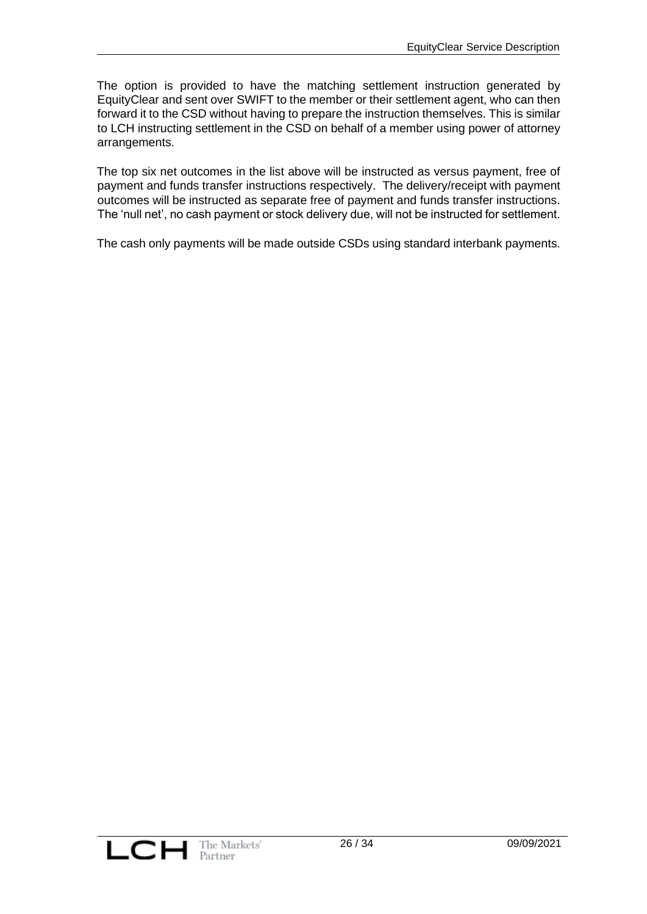The option is provided to have the matching settlement instruction generated by EquityClear and sent over SWIFT to the member or their settlement agent, who can then forward it to the CSD without having to prepare the instruction themselves. This is similar to LCH instructing settlement in the CSD on behalf of a member using power of attorney arrangements.

The top six net outcomes in the list above will be instructed as versus payment, free of payment and funds transfer instructions respectively. The delivery/receipt with payment outcomes will be instructed as separate free of payment and funds transfer instructions. The 'null net', no cash payment or stock delivery due, will not be instructed for settlement.

The cash only payments will be made outside CSDs using standard interbank payments.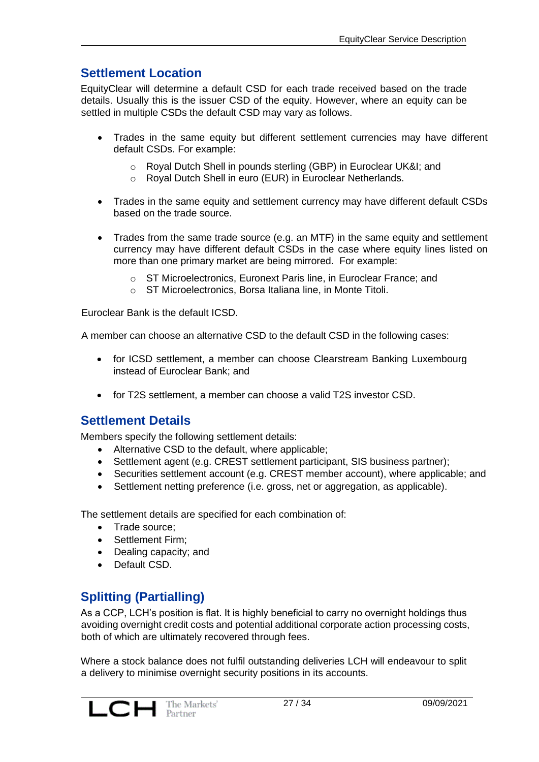## Settlement Location

EquityClear will determine a default CSD for each trade received based on the trade details. Usually this is the issuer CSD of the equity. However, where an equity can be settled in multiple CSDs the default CSD may vary as follows.

- Trades in the same equity but different settlement currencies may have different default CSDs. For example:
  - Royal Dutch Shell in pounds sterling (GBP) in Euroclear UK&I; and
  - Royal Dutch Shell in euro (EUR) in Euroclear Netherlands.

- Trades in the same equity and settlement currency may have different default CSDs based on the trade source.

- Trades from the same trade source (e.g. an MTF) in the same equity and settlement currency may have different default CSDs in the case where equity lines listed on more than one primary market are being mirrored. For example:
  - ST Microelectronics, Euronext Paris line, in Euroclear France; and
  - ST Microelectronics, Borsa Italiana line, in Monte Titoli.

Euroclear Bank is the default ICSD.

A member can choose an alternative CSD to the default CSD in the following cases:

- for ICSD settlement, a member can choose Clearstream Banking Luxembourg instead of Euroclear Bank; and

- for T2S settlement, a member can choose a valid T2S investor CSD.

## Settlement Details

Members specify the following settlement details:

- Alternative CSD to the default, where applicable;
- Settlement agent (e.g. CREST settlement participant, SIS business partner);
- Securities settlement account (e.g. CREST member account), where applicable; and
- Settlement netting preference (i.e. gross, net or aggregation, as applicable).

The settlement details are specified for each combination of:

- Trade source;
- Settlement Firm;
- Dealing capacity; and
- Default CSD.

## Splitting (Partialling)

As a CCP, LCH's position is flat. It is highly beneficial to carry no overnight holdings thus avoiding overnight credit costs and potential additional corporate action processing costs, both of which are ultimately recovered through fees.

Where a stock balance does not fulfil outstanding deliveries LCH will endeavour to split a delivery to minimise overnight security positions in its accounts.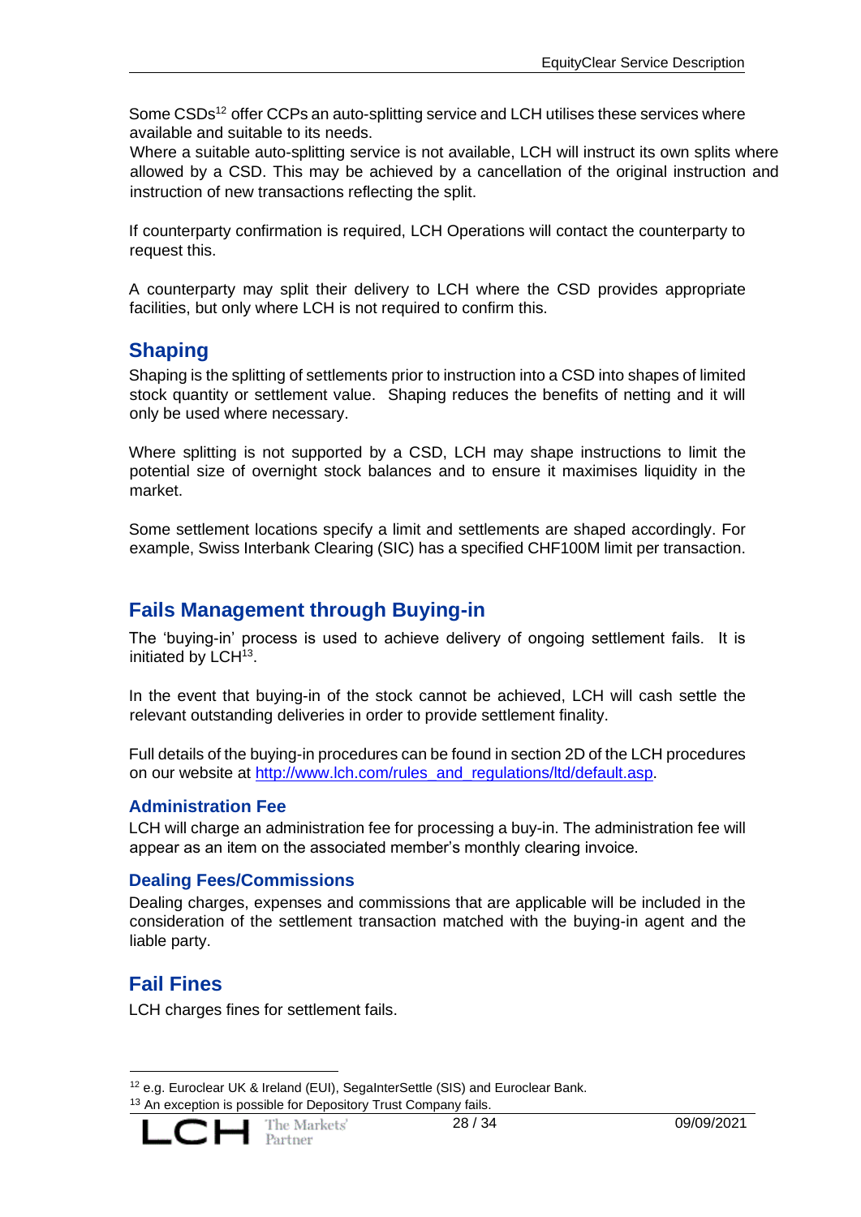Some CSDs[12] offer CCPs an auto-splitting service and LCH utilises these services where available and suitable to its needs.
Where a suitable auto-splitting service is not available, LCH will instruct its own splits where allowed by a CSD. This may be achieved by a cancellation of the original instruction and instruction of new transactions reflecting the split.

If counterparty confirmation is required, LCH Operations will contact the counterparty to request this.

A counterparty may split their delivery to LCH where the CSD provides appropriate facilities, but only where LCH is not required to confirm this.

## Shaping

Shaping is the splitting of settlements prior to instruction into a CSD into shapes of limited stock quantity or settlement value. Shaping reduces the benefits of netting and it will only be used where necessary.

Where splitting is not supported by a CSD, LCH may shape instructions to limit the potential size of overnight stock balances and to ensure it maximises liquidity in the market.

Some settlement locations specify a limit and settlements are shaped accordingly. For example, Swiss Interbank Clearing (SIC) has a specified CHF100M limit per transaction.

## Fails Management through Buying-in

The 'buying-in' process is used to achieve delivery of ongoing settlement fails. It is initiated by LCH[13].

In the event that buying-in of the stock cannot be achieved, LCH will cash settle the relevant outstanding deliveries in order to provide settlement finality.

Full details of the buying-in procedures can be found in section 2D of the LCH procedures on our website at http://www.lch.com/rules_and_regulations/ltd/default.asp.

### Administration Fee

LCH will charge an administration fee for processing a buy-in. The administration fee will appear as an item on the associated member's monthly clearing invoice.

### Dealing Fees/Commissions

Dealing charges, expenses and commissions that are applicable will be included in the consideration of the settlement transaction matched with the buying-in agent and the liable party.

## Fail Fines

LCH charges fines for settlement fails.

---

[12] e.g. Euroclear UK & Ireland (EUI), SegaInterSettle (SIS) and Euroclear Bank.

[13] An exception is possible for Depository Trust Company fails.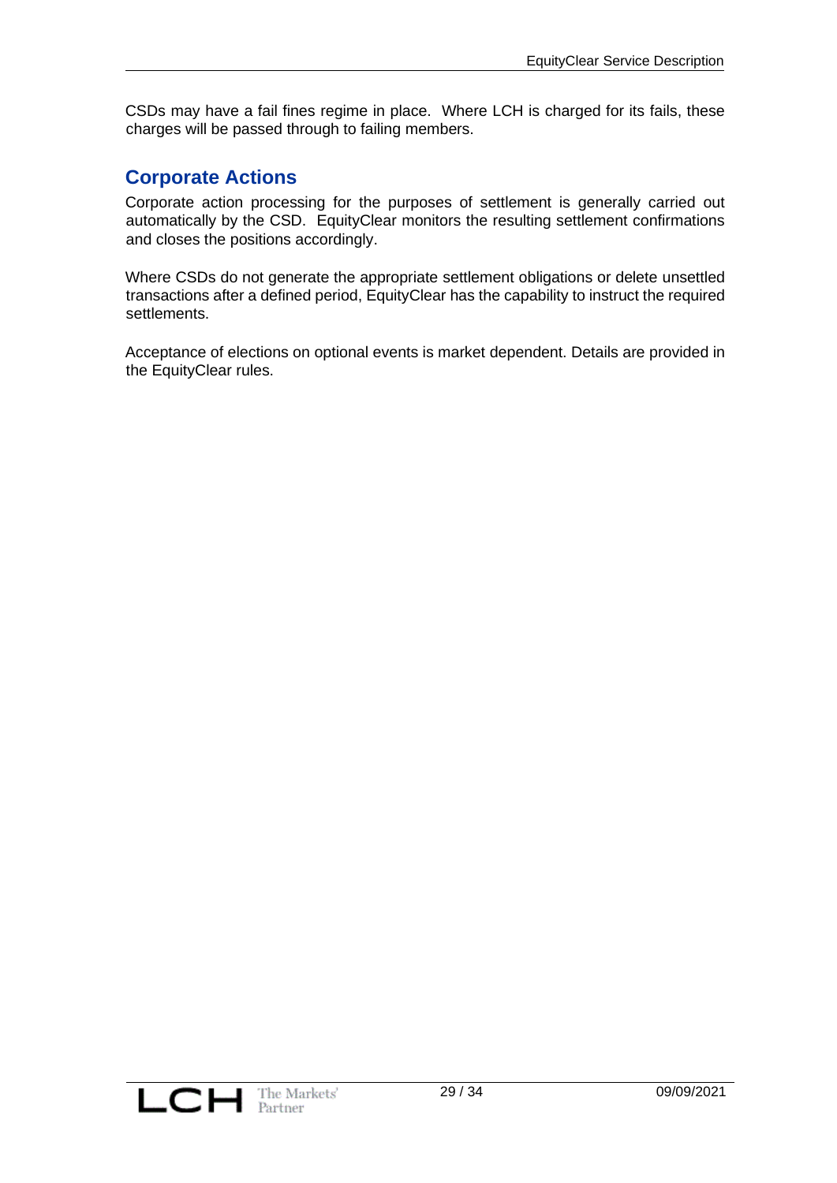CSDs may have a fail fines regime in place. Where LCH is charged for its fails, these charges will be passed through to failing members.

## Corporate Actions

Corporate action processing for the purposes of settlement is generally carried out automatically by the CSD. EquityClear monitors the resulting settlement confirmations and closes the positions accordingly.

Where CSDs do not generate the appropriate settlement obligations or delete unsettled transactions after a defined period, EquityClear has the capability to instruct the required settlements.

Acceptance of elections on optional events is market dependent. Details are provided in the EquityClear rules.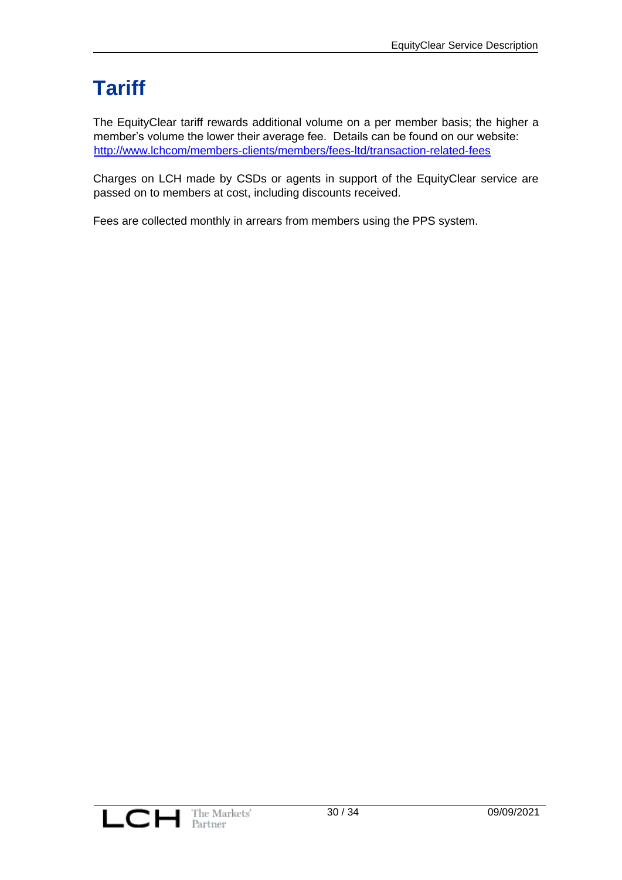# Tariff

The EquityClear tariff rewards additional volume on a per member basis; the higher a member's volume the lower their average fee. Details can be found on our website: [http://www.lchcom/members-clients/members/fees-ltd/transaction-related-fees](http://www.lchcom/members-clients/members/fees-ltd/transaction-related-fees)

Charges on LCH made by CSDs or agents in support of the EquityClear service are passed on to members at cost, including discounts received.

Fees are collected monthly in arrears from members using the PPS system.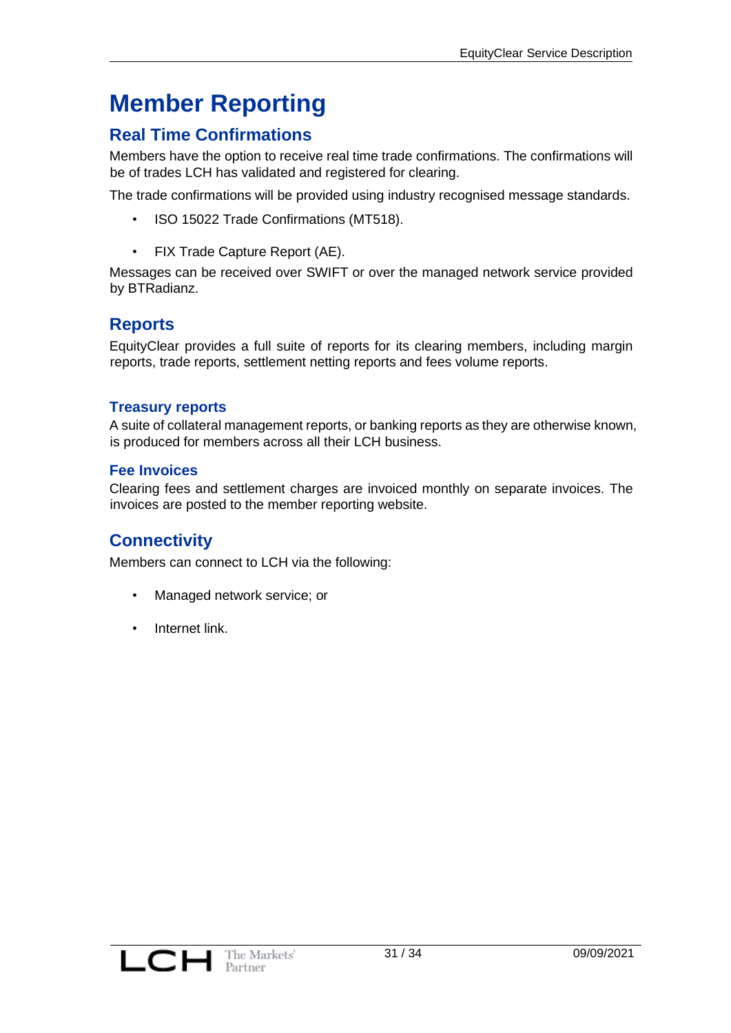# Member Reporting

## Real Time Confirmations

Members have the option to receive real time trade confirmations. The confirmations will be of trades LCH has validated and registered for clearing.

The trade confirmations will be provided using industry recognised message standards.

- ISO 15022 Trade Confirmations (MT518).
- FIX Trade Capture Report (AE).

Messages can be received over SWIFT or over the managed network service provided by BTRadianz.

## Reports

EquityClear provides a full suite of reports for its clearing members, including margin reports, trade reports, settlement netting reports and fees volume reports.

### Treasury reports

A suite of collateral management reports, or banking reports as they are otherwise known, is produced for members across all their LCH business.

### Fee Invoices

Clearing fees and settlement charges are invoiced monthly on separate invoices. The invoices are posted to the member reporting website.

## Connectivity

Members can connect to LCH via the following:

- Managed network service; or
- Internet link.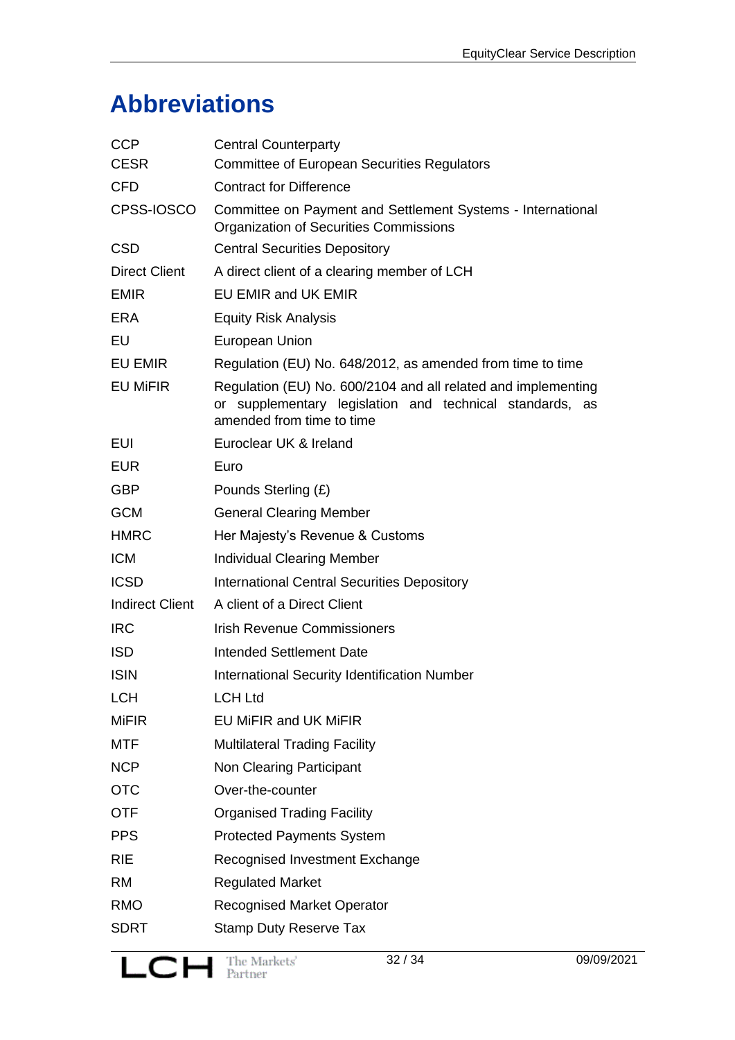# Abbreviations

| | |
|---|---|
| CCP | Central Counterparty |
| CESR | Committee of European Securities Regulators |
| CFD | Contract for Difference |
| CPSS-IOSCO | Committee on Payment and Settlement Systems - International Organization of Securities Commissions |
| CSD | Central Securities Depository |
| Direct Client | A direct client of a clearing member of LCH |
| EMIR | EU EMIR and UK EMIR |
| ERA | Equity Risk Analysis |
| EU | European Union |
| EU EMIR | Regulation (EU) No. 648/2012, as amended from time to time |
| EU MiFIR | Regulation (EU) No. 600/2104 and all related and implementing or supplementary legislation and technical standards, as amended from time to time |
| EUI | Euroclear UK & Ireland |
| EUR | Euro |
| GBP | Pounds Sterling (£) |
| GCM | General Clearing Member |
| HMRC | Her Majesty's Revenue & Customs |
| ICM | Individual Clearing Member |
| ICSD | International Central Securities Depository |
| Indirect Client | A client of a Direct Client |
| IRC | Irish Revenue Commissioners |
| ISD | Intended Settlement Date |
| ISIN | International Security Identification Number |
| LCH | LCH Ltd |
| MiFIR | EU MiFIR and UK MiFIR |
| MTF | Multilateral Trading Facility |
| NCP | Non Clearing Participant |
| OTC | Over-the-counter |
| OTF | Organised Trading Facility |
| PPS | Protected Payments System |
| RIE | Recognised Investment Exchange |
| RM | Regulated Market |
| RMO | Recognised Market Operator |
| SDRT | Stamp Duty Reserve Tax |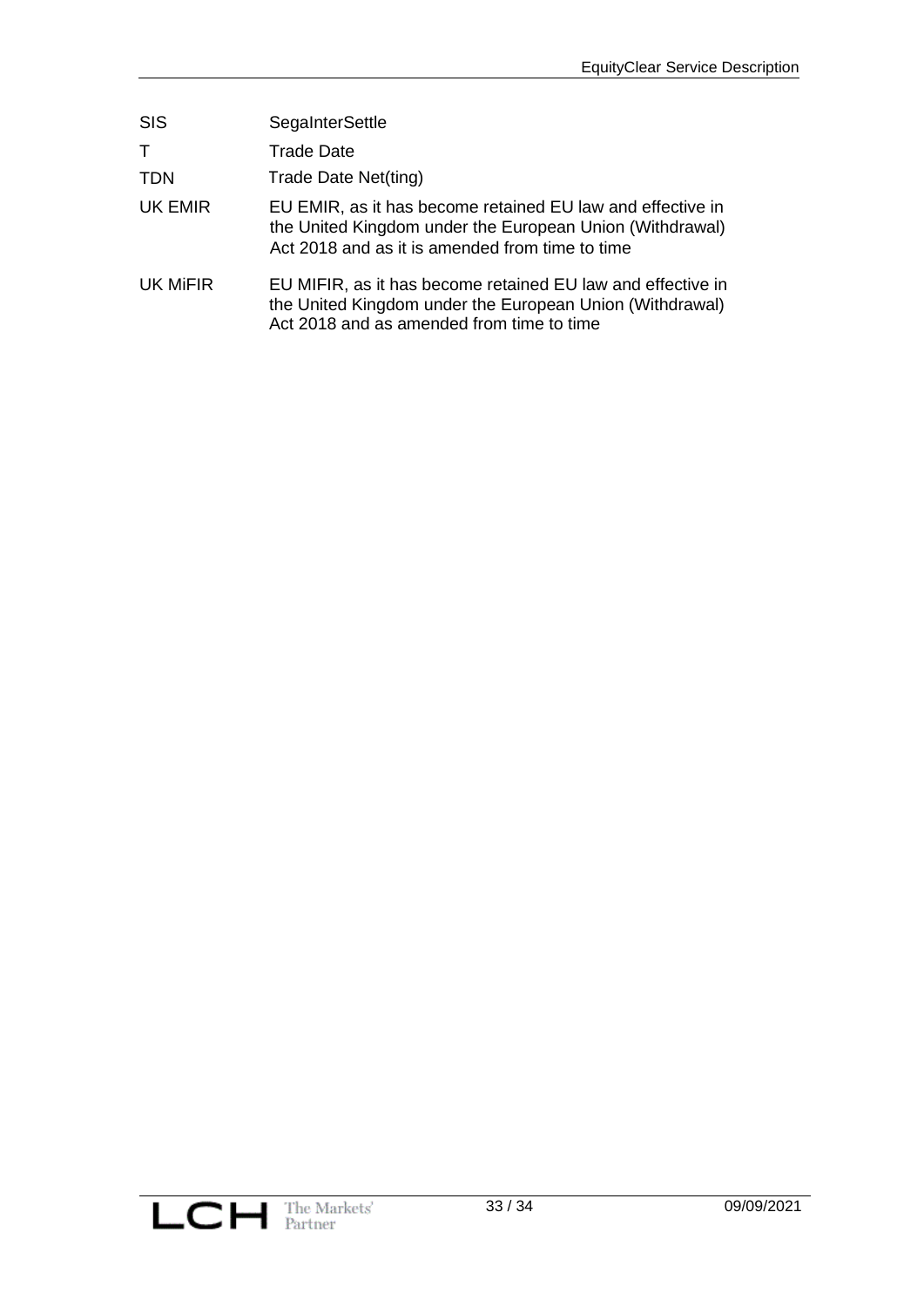| | |
|---|---|
| SIS | SegaInterSettle |
| T | Trade Date |
| TDN | Trade Date Net(ting) |
| UK EMIR | EU EMIR, as it has become retained EU law and effective in the United Kingdom under the European Union (Withdrawal) Act 2018 and as it is amended from time to time |
| UK MiFIR | EU MIFIR, as it has become retained EU law and effective in the United Kingdom under the European Union (Withdrawal) Act 2018 and as amended from time to time |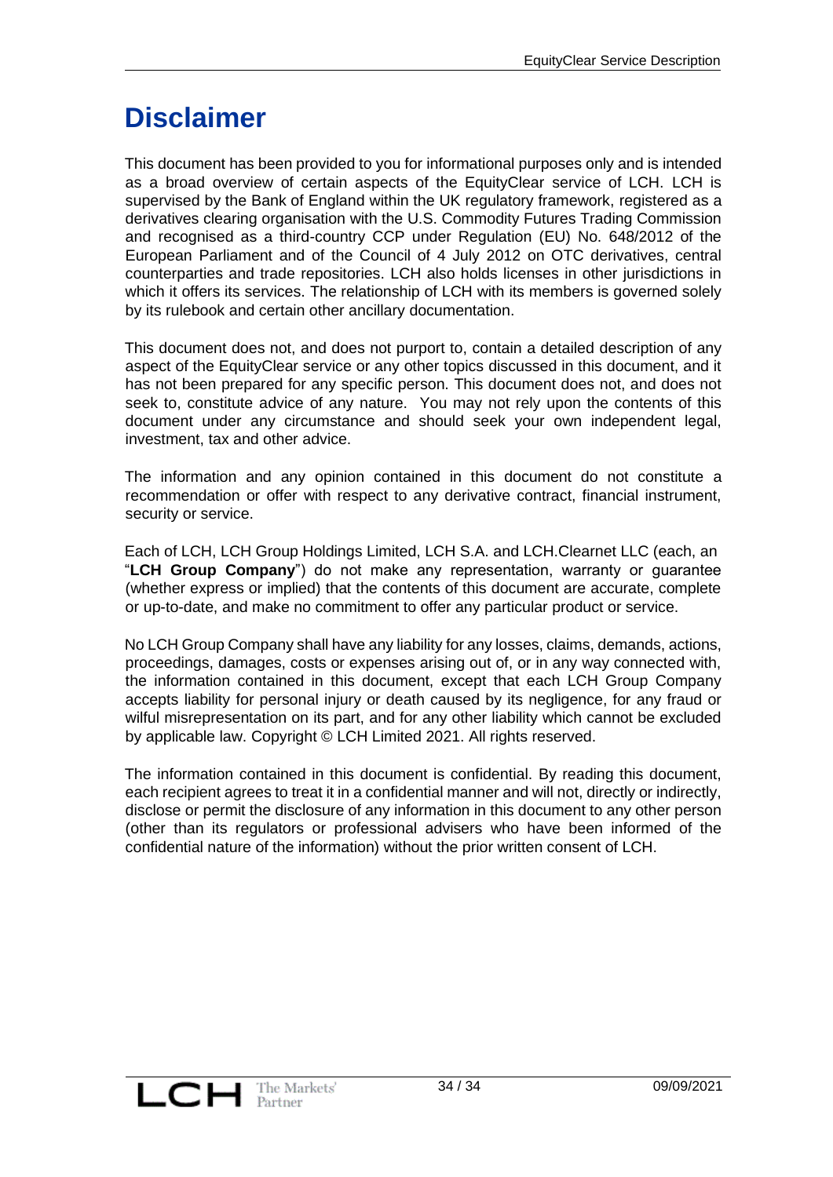# Disclaimer

This document has been provided to you for informational purposes only and is intended as a broad overview of certain aspects of the EquityClear service of LCH. LCH is supervised by the Bank of England within the UK regulatory framework, registered as a derivatives clearing organisation with the U.S. Commodity Futures Trading Commission and recognised as a third-country CCP under Regulation (EU) No. 648/2012 of the European Parliament and of the Council of 4 July 2012 on OTC derivatives, central counterparties and trade repositories. LCH also holds licenses in other jurisdictions in which it offers its services. The relationship of LCH with its members is governed solely by its rulebook and certain other ancillary documentation.

This document does not, and does not purport to, contain a detailed description of any aspect of the EquityClear service or any other topics discussed in this document, and it has not been prepared for any specific person. This document does not, and does not seek to, constitute advice of any nature. You may not rely upon the contents of this document under any circumstance and should seek your own independent legal, investment, tax and other advice.

The information and any opinion contained in this document do not constitute a recommendation or offer with respect to any derivative contract, financial instrument, security or service.

Each of LCH, LCH Group Holdings Limited, LCH S.A. and LCH.Clearnet LLC (each, an "**LCH Group Company**") do not make any representation, warranty or guarantee (whether express or implied) that the contents of this document are accurate, complete or up-to-date, and make no commitment to offer any particular product or service.

No LCH Group Company shall have any liability for any losses, claims, demands, actions, proceedings, damages, costs or expenses arising out of, or in any way connected with, the information contained in this document, except that each LCH Group Company accepts liability for personal injury or death caused by its negligence, for any fraud or wilful misrepresentation on its part, and for any other liability which cannot be excluded by applicable law. Copyright © LCH Limited 2021. All rights reserved.

The information contained in this document is confidential. By reading this document, each recipient agrees to treat it in a confidential manner and will not, directly or indirectly, disclose or permit the disclosure of any information in this document to any other person (other than its regulators or professional advisers who have been informed of the confidential nature of the information) without the prior written consent of LCH.